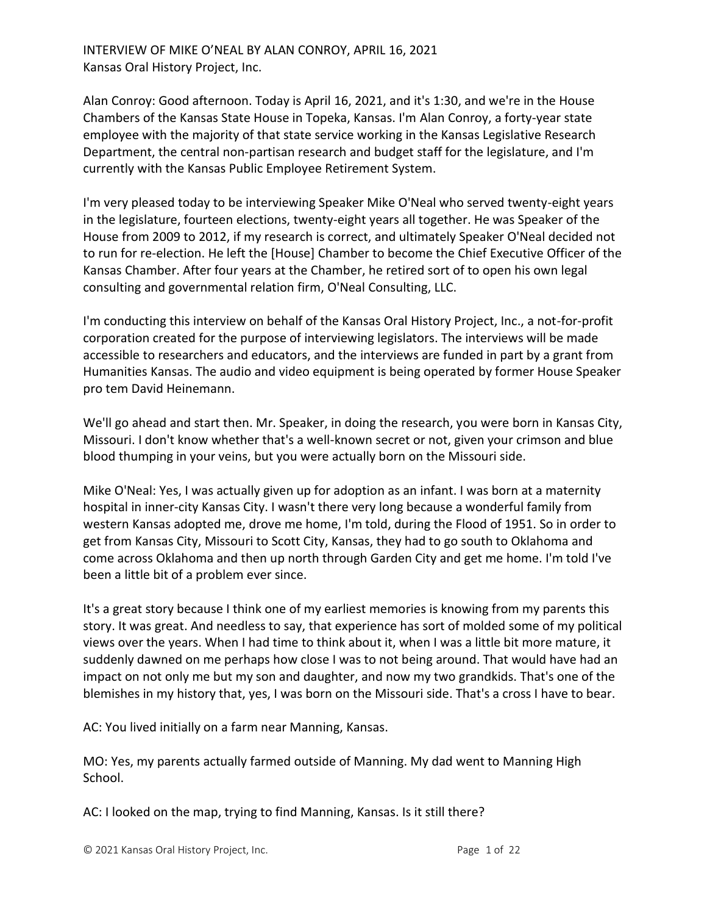INTERVIEW OF MIKE O'NEAL BY ALAN CONROY, APRIL 16, 2021
Kansas Oral History Project, Inc.

Alan Conroy: Good afternoon. Today is April 16, 2021, and it's 1:30, and we're in the House Chambers of the Kansas State House in Topeka, Kansas. I'm Alan Conroy, a forty-year state employee with the majority of that state service working in the Kansas Legislative Research Department, the central non-partisan research and budget staff for the legislature, and I'm currently with the Kansas Public Employee Retirement System.

I'm very pleased today to be interviewing Speaker Mike O'Neal who served twenty-eight years in the legislature, fourteen elections, twenty-eight years all together. He was Speaker of the House from 2009 to 2012, if my research is correct, and ultimately Speaker O'Neal decided not to run for re-election. He left the [House] Chamber to become the Chief Executive Officer of the Kansas Chamber. After four years at the Chamber, he retired sort of to open his own legal consulting and governmental relation firm, O'Neal Consulting, LLC.

I'm conducting this interview on behalf of the Kansas Oral History Project, Inc., a not-for-profit corporation created for the purpose of interviewing legislators. The interviews will be made accessible to researchers and educators, and the interviews are funded in part by a grant from Humanities Kansas. The audio and video equipment is being operated by former House Speaker pro tem David Heinemann.

We'll go ahead and start then. Mr. Speaker, in doing the research, you were born in Kansas City, Missouri. I don't know whether that's a well-known secret or not, given your crimson and blue blood thumping in your veins, but you were actually born on the Missouri side.

Mike O'Neal: Yes, I was actually given up for adoption as an infant. I was born at a maternity hospital in inner-city Kansas City. I wasn't there very long because a wonderful family from western Kansas adopted me, drove me home, I'm told, during the Flood of 1951. So in order to get from Kansas City, Missouri to Scott City, Kansas, they had to go south to Oklahoma and come across Oklahoma and then up north through Garden City and get me home. I'm told I've been a little bit of a problem ever since.

It's a great story because I think one of my earliest memories is knowing from my parents this story. It was great. And needless to say, that experience has sort of molded some of my political views over the years. When I had time to think about it, when I was a little bit more mature, it suddenly dawned on me perhaps how close I was to not being around. That would have had an impact on not only me but my son and daughter, and now my two grandkids. That's one of the blemishes in my history that, yes, I was born on the Missouri side. That's a cross I have to bear.

AC: You lived initially on a farm near Manning, Kansas.

MO: Yes, my parents actually farmed outside of Manning. My dad went to Manning High School.

AC: I looked on the map, trying to find Manning, Kansas. Is it still there?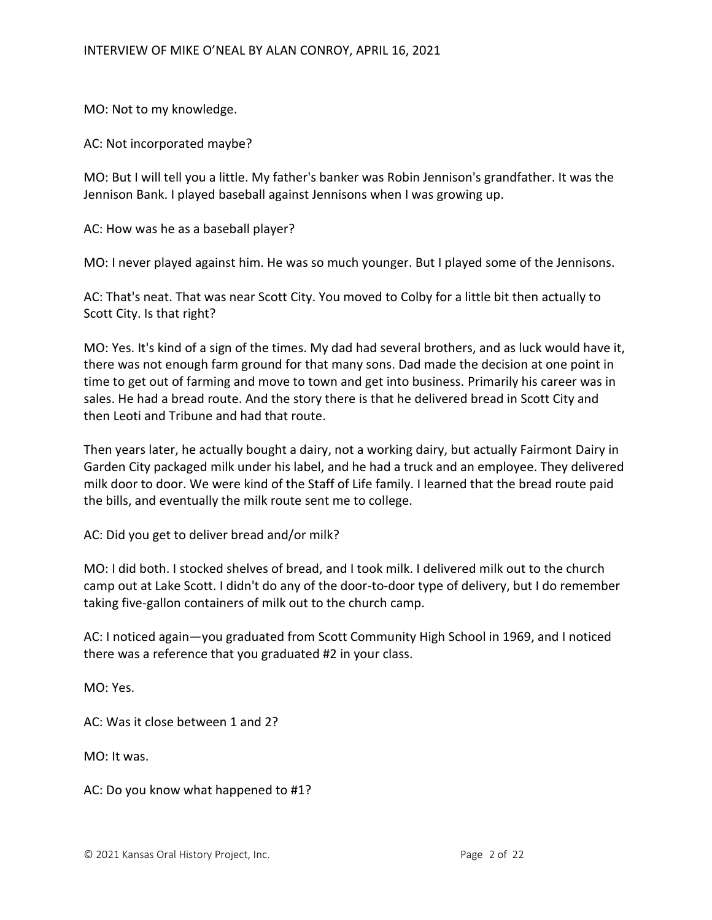MO: Not to my knowledge.

AC: Not incorporated maybe?

MO: But I will tell you a little. My father's banker was Robin Jennison's grandfather. It was the Jennison Bank. I played baseball against Jennisons when I was growing up.

AC: How was he as a baseball player?

MO: I never played against him. He was so much younger. But I played some of the Jennisons.

AC: That's neat. That was near Scott City. You moved to Colby for a little bit then actually to Scott City. Is that right?

MO: Yes. It's kind of a sign of the times. My dad had several brothers, and as luck would have it, there was not enough farm ground for that many sons. Dad made the decision at one point in time to get out of farming and move to town and get into business. Primarily his career was in sales. He had a bread route. And the story there is that he delivered bread in Scott City and then Leoti and Tribune and had that route.

Then years later, he actually bought a dairy, not a working dairy, but actually Fairmont Dairy in Garden City packaged milk under his label, and he had a truck and an employee. They delivered milk door to door. We were kind of the Staff of Life family. I learned that the bread route paid the bills, and eventually the milk route sent me to college.

AC: Did you get to deliver bread and/or milk?

MO: I did both. I stocked shelves of bread, and I took milk. I delivered milk out to the church camp out at Lake Scott. I didn't do any of the door-to-door type of delivery, but I do remember taking five-gallon containers of milk out to the church camp.

AC: I noticed again—you graduated from Scott Community High School in 1969, and I noticed there was a reference that you graduated #2 in your class.

MO: Yes.

AC: Was it close between 1 and 2?

MO: It was.

AC: Do you know what happened to #1?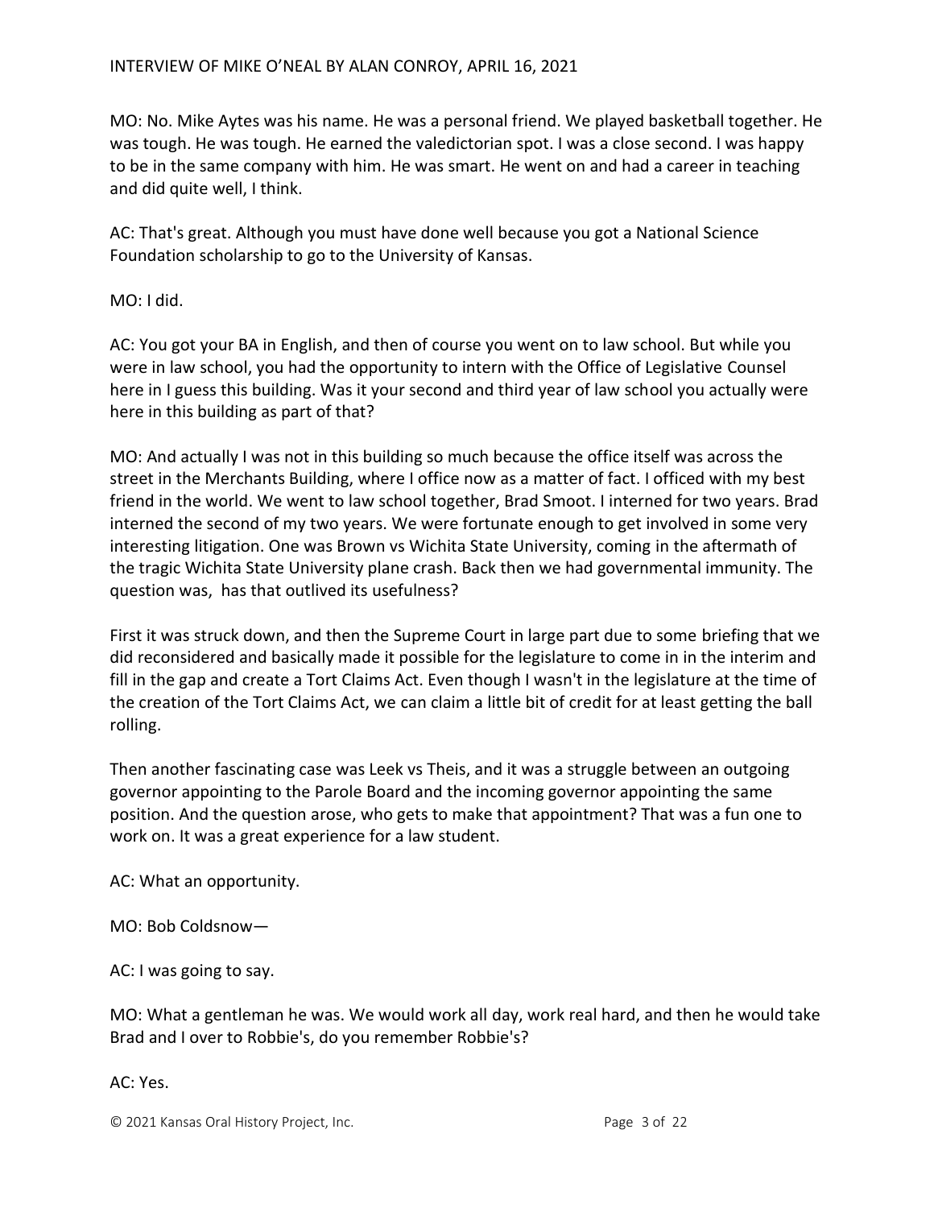MO: No. Mike Aytes was his name. He was a personal friend. We played basketball together. He was tough. He was tough. He earned the valedictorian spot. I was a close second. I was happy to be in the same company with him. He was smart. He went on and had a career in teaching and did quite well, I think.

AC: That's great. Although you must have done well because you got a National Science Foundation scholarship to go to the University of Kansas.

MO: I did.

AC: You got your BA in English, and then of course you went on to law school. But while you were in law school, you had the opportunity to intern with the Office of Legislative Counsel here in I guess this building. Was it your second and third year of law school you actually were here in this building as part of that?

MO: And actually I was not in this building so much because the office itself was across the street in the Merchants Building, where I office now as a matter of fact. I officed with my best friend in the world. We went to law school together, Brad Smoot. I interned for two years. Brad interned the second of my two years. We were fortunate enough to get involved in some very interesting litigation. One was Brown vs Wichita State University, coming in the aftermath of the tragic Wichita State University plane crash. Back then we had governmental immunity. The question was, has that outlived its usefulness?

First it was struck down, and then the Supreme Court in large part due to some briefing that we did reconsidered and basically made it possible for the legislature to come in in the interim and fill in the gap and create a Tort Claims Act. Even though I wasn't in the legislature at the time of the creation of the Tort Claims Act, we can claim a little bit of credit for at least getting the ball rolling.

Then another fascinating case was Leek vs Theis, and it was a struggle between an outgoing governor appointing to the Parole Board and the incoming governor appointing the same position. And the question arose, who gets to make that appointment? That was a fun one to work on. It was a great experience for a law student.

AC: What an opportunity.

MO: Bob Coldsnow—

AC: I was going to say.

MO: What a gentleman he was. We would work all day, work real hard, and then he would take Brad and I over to Robbie's, do you remember Robbie's?

AC: Yes.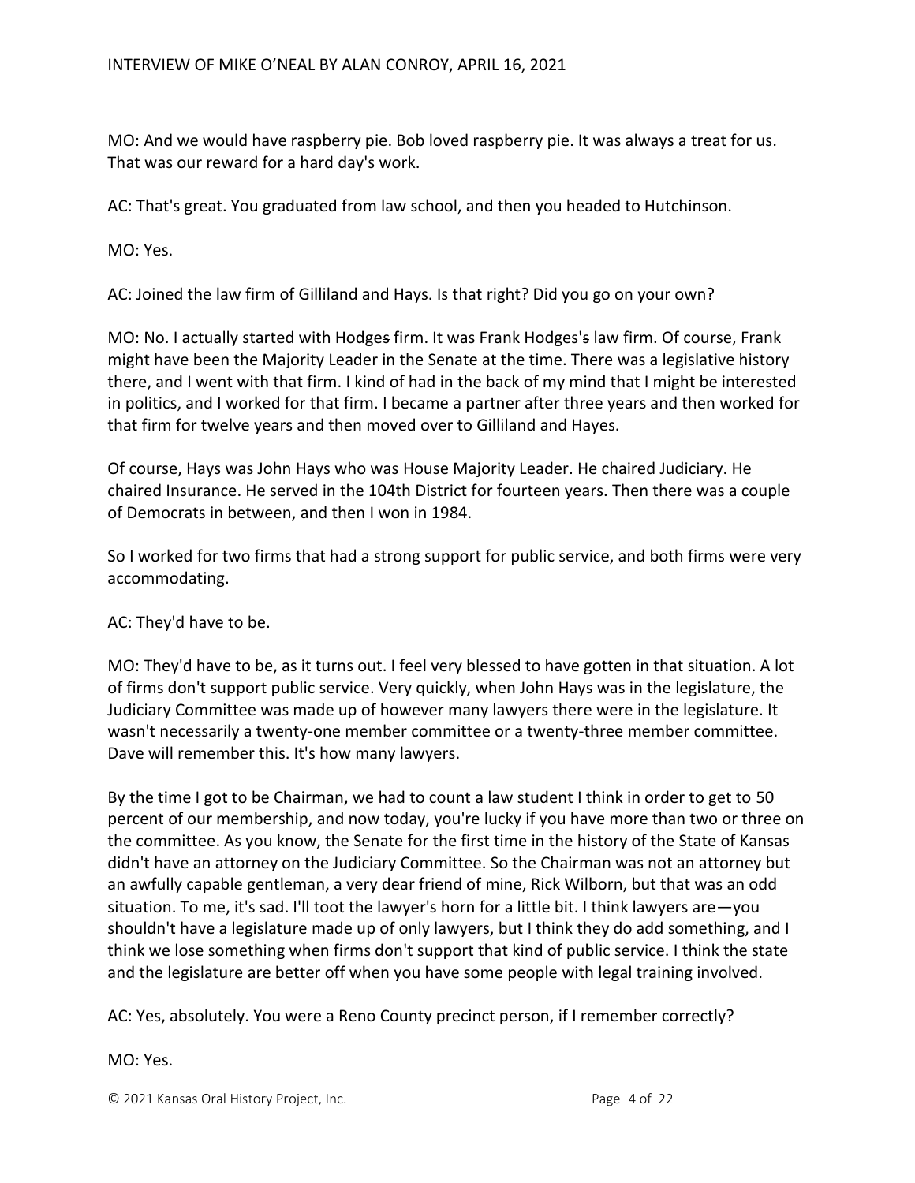MO: And we would have raspberry pie. Bob loved raspberry pie. It was always a treat for us. That was our reward for a hard day's work.

AC: That's great. You graduated from law school, and then you headed to Hutchinson.

MO: Yes.

AC: Joined the law firm of Gilliland and Hays. Is that right? Did you go on your own?

MO: No. I actually started with Hodges firm. It was Frank Hodges's law firm. Of course, Frank might have been the Majority Leader in the Senate at the time. There was a legislative history there, and I went with that firm. I kind of had in the back of my mind that I might be interested in politics, and I worked for that firm. I became a partner after three years and then worked for that firm for twelve years and then moved over to Gilliland and Hayes.

Of course, Hays was John Hays who was House Majority Leader. He chaired Judiciary. He chaired Insurance. He served in the 104th District for fourteen years. Then there was a couple of Democrats in between, and then I won in 1984.

So I worked for two firms that had a strong support for public service, and both firms were very accommodating.

AC: They'd have to be.

MO: They'd have to be, as it turns out. I feel very blessed to have gotten in that situation. A lot of firms don't support public service. Very quickly, when John Hays was in the legislature, the Judiciary Committee was made up of however many lawyers there were in the legislature. It wasn't necessarily a twenty-one member committee or a twenty-three member committee. Dave will remember this. It's how many lawyers.

By the time I got to be Chairman, we had to count a law student I think in order to get to 50 percent of our membership, and now today, you're lucky if you have more than two or three on the committee. As you know, the Senate for the first time in the history of the State of Kansas didn't have an attorney on the Judiciary Committee. So the Chairman was not an attorney but an awfully capable gentleman, a very dear friend of mine, Rick Wilborn, but that was an odd situation. To me, it's sad. I'll toot the lawyer's horn for a little bit. I think lawyers are—you shouldn't have a legislature made up of only lawyers, but I think they do add something, and I think we lose something when firms don't support that kind of public service. I think the state and the legislature are better off when you have some people with legal training involved.

AC: Yes, absolutely. You were a Reno County precinct person, if I remember correctly?

MO: Yes.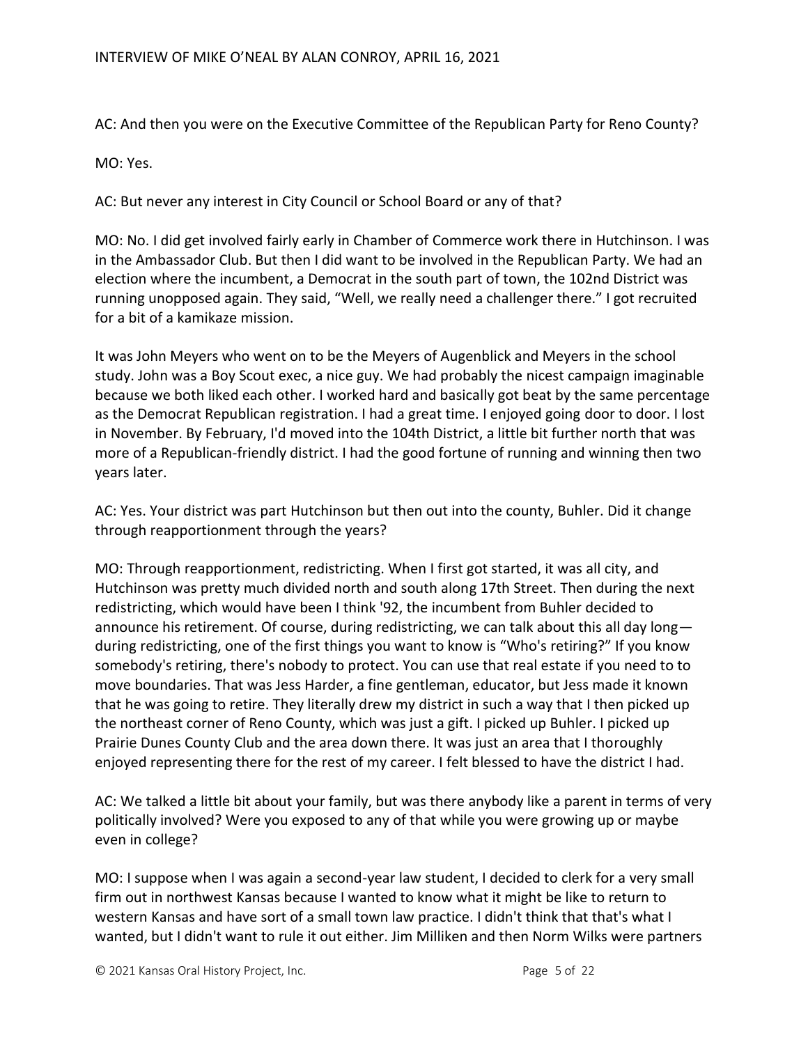AC: And then you were on the Executive Committee of the Republican Party for Reno County?

MO: Yes.

AC: But never any interest in City Council or School Board or any of that?

MO: No. I did get involved fairly early in Chamber of Commerce work there in Hutchinson. I was in the Ambassador Club. But then I did want to be involved in the Republican Party. We had an election where the incumbent, a Democrat in the south part of town, the 102nd District was running unopposed again. They said, "Well, we really need a challenger there." I got recruited for a bit of a kamikaze mission.

It was John Meyers who went on to be the Meyers of Augenblick and Meyers in the school study. John was a Boy Scout exec, a nice guy. We had probably the nicest campaign imaginable because we both liked each other. I worked hard and basically got beat by the same percentage as the Democrat Republican registration. I had a great time. I enjoyed going door to door. I lost in November. By February, I'd moved into the 104th District, a little bit further north that was more of a Republican-friendly district. I had the good fortune of running and winning then two years later.

AC: Yes. Your district was part Hutchinson but then out into the county, Buhler. Did it change through reapportionment through the years?

MO: Through reapportionment, redistricting. When I first got started, it was all city, and Hutchinson was pretty much divided north and south along 17th Street. Then during the next redistricting, which would have been I think '92, the incumbent from Buhler decided to announce his retirement. Of course, during redistricting, we can talk about this all day long—during redistricting, one of the first things you want to know is "Who's retiring?" If you know somebody's retiring, there's nobody to protect. You can use that real estate if you need to to move boundaries. That was Jess Harder, a fine gentleman, educator, but Jess made it known that he was going to retire. They literally drew my district in such a way that I then picked up the northeast corner of Reno County, which was just a gift. I picked up Buhler. I picked up Prairie Dunes County Club and the area down there. It was just an area that I thoroughly enjoyed representing there for the rest of my career. I felt blessed to have the district I had.

AC: We talked a little bit about your family, but was there anybody like a parent in terms of very politically involved? Were you exposed to any of that while you were growing up or maybe even in college?

MO: I suppose when I was again a second-year law student, I decided to clerk for a very small firm out in northwest Kansas because I wanted to know what it might be like to return to western Kansas and have sort of a small town law practice. I didn't think that that's what I wanted, but I didn't want to rule it out either. Jim Milliken and then Norm Wilks were partners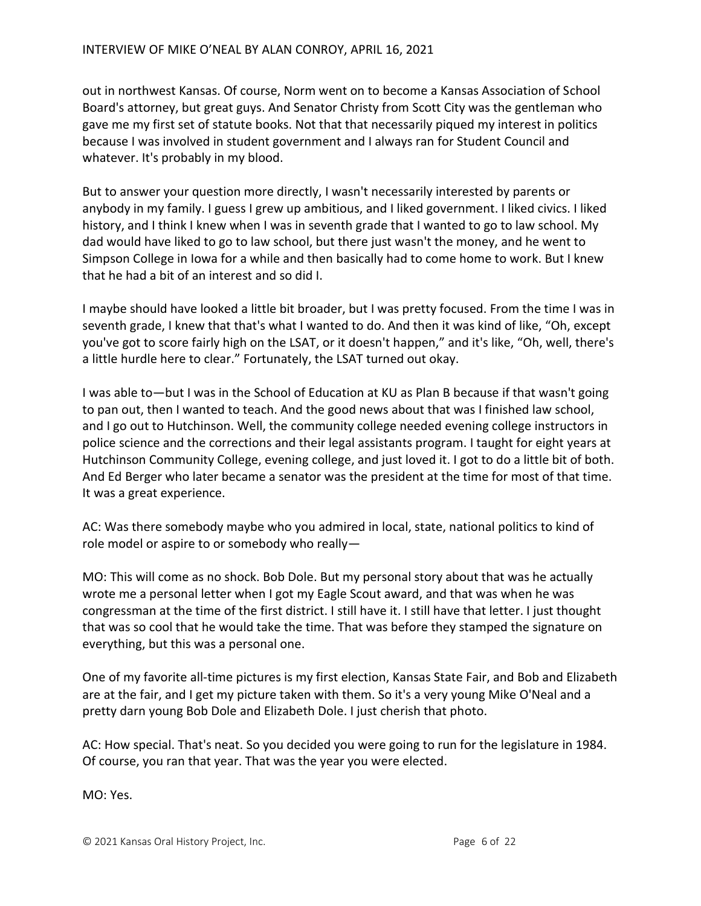out in northwest Kansas. Of course, Norm went on to become a Kansas Association of School Board's attorney, but great guys. And Senator Christy from Scott City was the gentleman who gave me my first set of statute books. Not that that necessarily piqued my interest in politics because I was involved in student government and I always ran for Student Council and whatever. It's probably in my blood.

But to answer your question more directly, I wasn't necessarily interested by parents or anybody in my family. I guess I grew up ambitious, and I liked government. I liked civics. I liked history, and I think I knew when I was in seventh grade that I wanted to go to law school. My dad would have liked to go to law school, but there just wasn't the money, and he went to Simpson College in Iowa for a while and then basically had to come home to work. But I knew that he had a bit of an interest and so did I.

I maybe should have looked a little bit broader, but I was pretty focused. From the time I was in seventh grade, I knew that that's what I wanted to do. And then it was kind of like, "Oh, except you've got to score fairly high on the LSAT, or it doesn't happen," and it's like, "Oh, well, there's a little hurdle here to clear." Fortunately, the LSAT turned out okay.

I was able to—but I was in the School of Education at KU as Plan B because if that wasn't going to pan out, then I wanted to teach. And the good news about that was I finished law school, and I go out to Hutchinson. Well, the community college needed evening college instructors in police science and the corrections and their legal assistants program. I taught for eight years at Hutchinson Community College, evening college, and just loved it. I got to do a little bit of both. And Ed Berger who later became a senator was the president at the time for most of that time. It was a great experience.

AC: Was there somebody maybe who you admired in local, state, national politics to kind of role model or aspire to or somebody who really—

MO: This will come as no shock. Bob Dole. But my personal story about that was he actually wrote me a personal letter when I got my Eagle Scout award, and that was when he was congressman at the time of the first district. I still have it. I still have that letter. I just thought that was so cool that he would take the time. That was before they stamped the signature on everything, but this was a personal one.

One of my favorite all-time pictures is my first election, Kansas State Fair, and Bob and Elizabeth are at the fair, and I get my picture taken with them. So it's a very young Mike O'Neal and a pretty darn young Bob Dole and Elizabeth Dole. I just cherish that photo.

AC: How special. That's neat. So you decided you were going to run for the legislature in 1984. Of course, you ran that year. That was the year you were elected.

MO: Yes.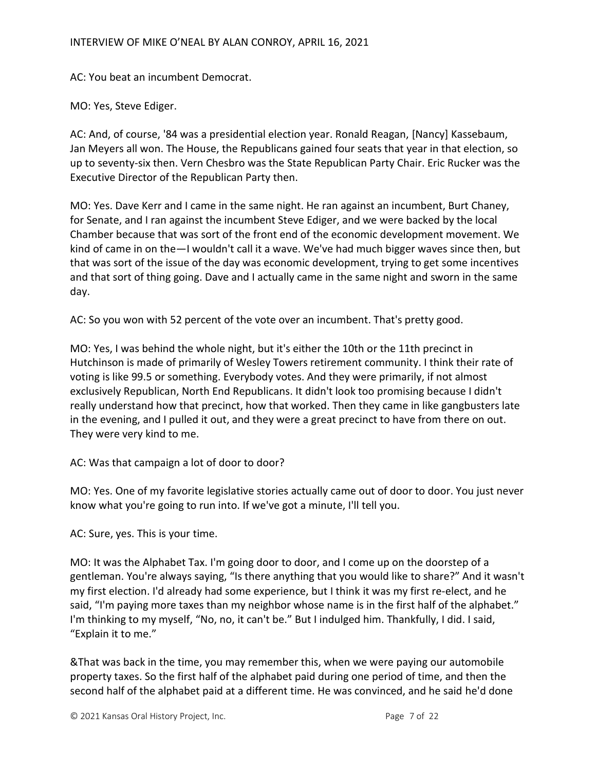AC: You beat an incumbent Democrat.

MO: Yes, Steve Ediger.

AC: And, of course, '84 was a presidential election year. Ronald Reagan, [Nancy] Kassebaum, Jan Meyers all won. The House, the Republicans gained four seats that year in that election, so up to seventy-six then. Vern Chesbro was the State Republican Party Chair. Eric Rucker was the Executive Director of the Republican Party then.

MO: Yes. Dave Kerr and I came in the same night. He ran against an incumbent, Burt Chaney, for Senate, and I ran against the incumbent Steve Ediger, and we were backed by the local Chamber because that was sort of the front end of the economic development movement. We kind of came in on the—I wouldn't call it a wave. We've had much bigger waves since then, but that was sort of the issue of the day was economic development, trying to get some incentives and that sort of thing going. Dave and I actually came in the same night and sworn in the same day.

AC: So you won with 52 percent of the vote over an incumbent. That's pretty good.

MO: Yes, I was behind the whole night, but it's either the 10th or the 11th precinct in Hutchinson is made of primarily of Wesley Towers retirement community. I think their rate of voting is like 99.5 or something. Everybody votes. And they were primarily, if not almost exclusively Republican, North End Republicans. It didn't look too promising because I didn't really understand how that precinct, how that worked. Then they came in like gangbusters late in the evening, and I pulled it out, and they were a great precinct to have from there on out. They were very kind to me.

AC: Was that campaign a lot of door to door?

MO: Yes. One of my favorite legislative stories actually came out of door to door. You just never know what you're going to run into. If we've got a minute, I'll tell you.

AC: Sure, yes. This is your time.

MO: It was the Alphabet Tax. I'm going door to door, and I come up on the doorstep of a gentleman. You're always saying, "Is there anything that you would like to share?" And it wasn't my first election. I'd already had some experience, but I think it was my first re-elect, and he said, "I'm paying more taxes than my neighbor whose name is in the first half of the alphabet." I'm thinking to my myself, "No, no, it can't be." But I indulged him. Thankfully, I did. I said, "Explain it to me."

&That was back in the time, you may remember this, when we were paying our automobile property taxes. So the first half of the alphabet paid during one period of time, and then the second half of the alphabet paid at a different time. He was convinced, and he said he'd done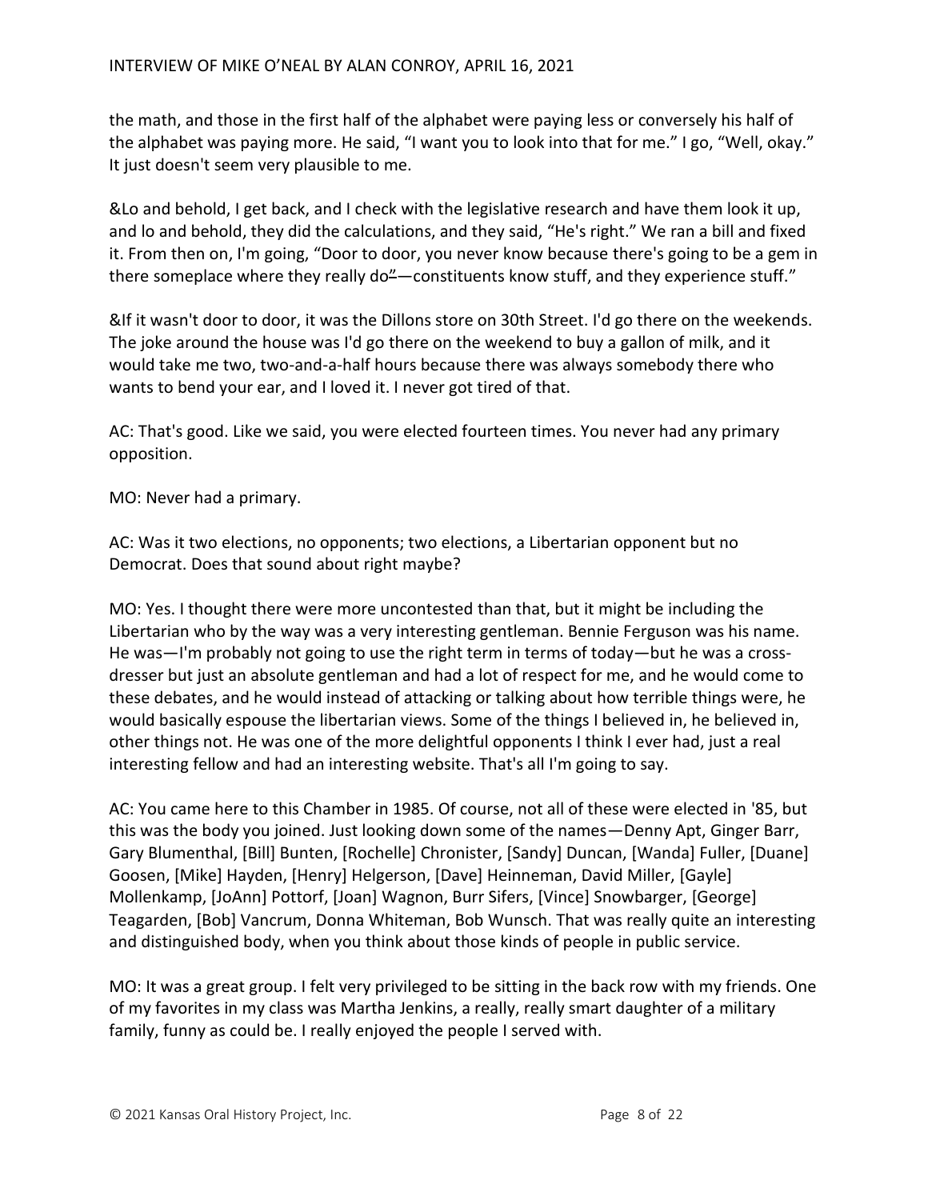the math, and those in the first half of the alphabet were paying less or conversely his half of the alphabet was paying more. He said, "I want you to look into that for me." I go, "Well, okay." It just doesn't seem very plausible to me.

&Lo and behold, I get back, and I check with the legislative research and have them look it up, and lo and behold, they did the calculations, and they said, "He's right." We ran a bill and fixed it. From then on, I'm going, "Door to door, you never know because there's going to be a gem in there someplace where they really do"—constituents know stuff, and they experience stuff."

&If it wasn't door to door, it was the Dillons store on 30th Street. I'd go there on the weekends. The joke around the house was I'd go there on the weekend to buy a gallon of milk, and it would take me two, two-and-a-half hours because there was always somebody there who wants to bend your ear, and I loved it. I never got tired of that.

AC: That's good. Like we said, you were elected fourteen times. You never had any primary opposition.

MO: Never had a primary.

AC: Was it two elections, no opponents; two elections, a Libertarian opponent but no Democrat. Does that sound about right maybe?

MO: Yes. I thought there were more uncontested than that, but it might be including the Libertarian who by the way was a very interesting gentleman. Bennie Ferguson was his name. He was—I'm probably not going to use the right term in terms of today—but he was a cross-dresser but just an absolute gentleman and had a lot of respect for me, and he would come to these debates, and he would instead of attacking or talking about how terrible things were, he would basically espouse the libertarian views. Some of the things I believed in, he believed in, other things not. He was one of the more delightful opponents I think I ever had, just a real interesting fellow and had an interesting website. That's all I'm going to say.

AC: You came here to this Chamber in 1985. Of course, not all of these were elected in '85, but this was the body you joined. Just looking down some of the names—Denny Apt, Ginger Barr, Gary Blumenthal, [Bill] Bunten, [Rochelle] Chronister, [Sandy] Duncan, [Wanda] Fuller, [Duane] Goosen, [Mike] Hayden, [Henry] Helgerson, [Dave] Heinneman, David Miller, [Gayle] Mollenkamp, [JoAnn] Pottorf, [Joan] Wagnon, Burr Sifers, [Vince] Snowbarger, [George] Teagarden, [Bob] Vancrum, Donna Whiteman, Bob Wunsch. That was really quite an interesting and distinguished body, when you think about those kinds of people in public service.

MO: It was a great group. I felt very privileged to be sitting in the back row with my friends. One of my favorites in my class was Martha Jenkins, a really, really smart daughter of a military family, funny as could be. I really enjoyed the people I served with.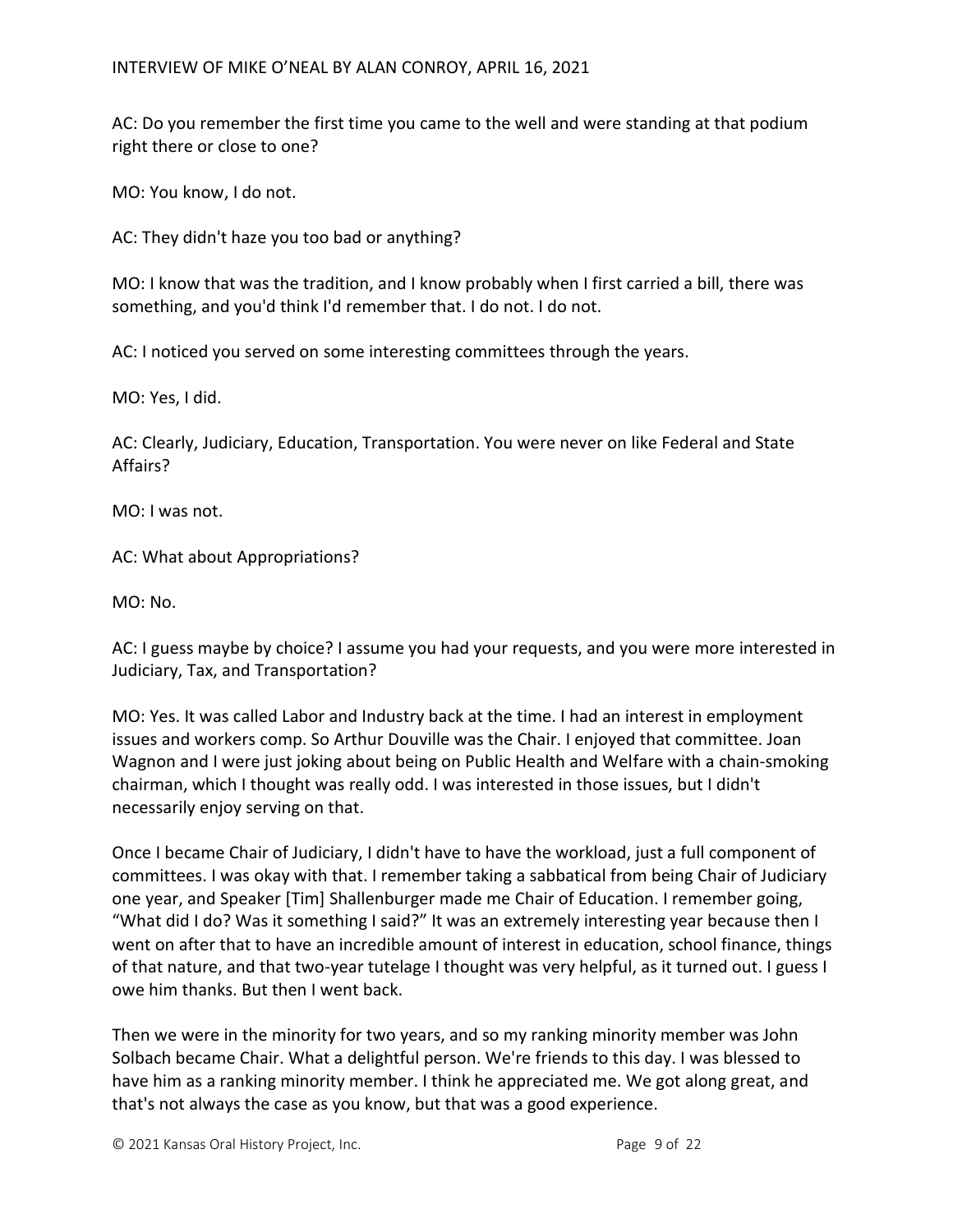AC: Do you remember the first time you came to the well and were standing at that podium right there or close to one?

MO: You know, I do not.

AC: They didn't haze you too bad or anything?

MO: I know that was the tradition, and I know probably when I first carried a bill, there was something, and you'd think I'd remember that. I do not. I do not.

AC: I noticed you served on some interesting committees through the years.

MO: Yes, I did.

AC: Clearly, Judiciary, Education, Transportation. You were never on like Federal and State Affairs?

MO: I was not.

AC: What about Appropriations?

MO: No.

AC: I guess maybe by choice? I assume you had your requests, and you were more interested in Judiciary, Tax, and Transportation?

MO: Yes. It was called Labor and Industry back at the time. I had an interest in employment issues and workers comp. So Arthur Douville was the Chair. I enjoyed that committee. Joan Wagnon and I were just joking about being on Public Health and Welfare with a chain-smoking chairman, which I thought was really odd. I was interested in those issues, but I didn't necessarily enjoy serving on that.

Once I became Chair of Judiciary, I didn't have to have the workload, just a full component of committees. I was okay with that. I remember taking a sabbatical from being Chair of Judiciary one year, and Speaker [Tim] Shallenburger made me Chair of Education. I remember going, "What did I do? Was it something I said?" It was an extremely interesting year because then I went on after that to have an incredible amount of interest in education, school finance, things of that nature, and that two-year tutelage I thought was very helpful, as it turned out. I guess I owe him thanks. But then I went back.

Then we were in the minority for two years, and so my ranking minority member was John Solbach became Chair. What a delightful person. We're friends to this day. I was blessed to have him as a ranking minority member. I think he appreciated me. We got along great, and that's not always the case as you know, but that was a good experience.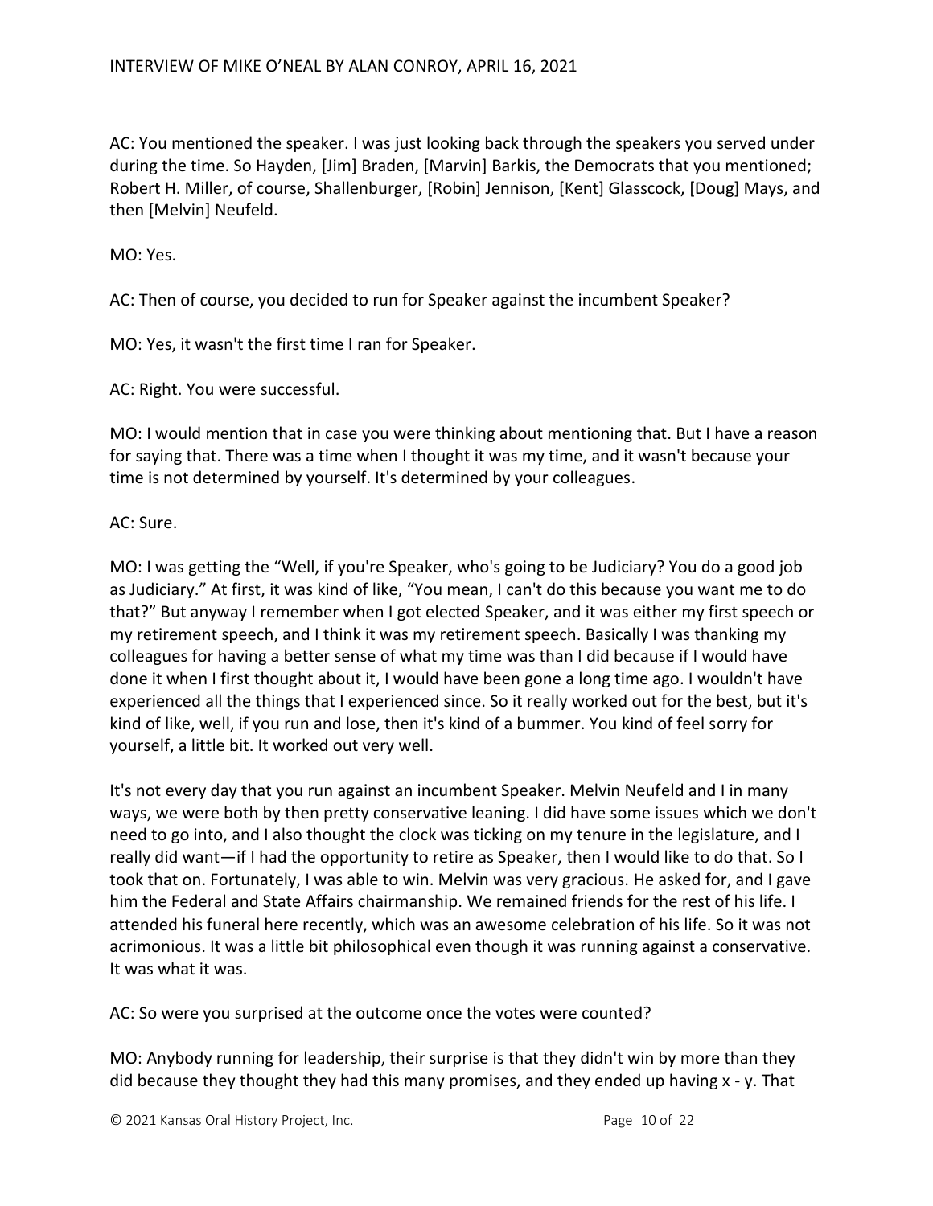AC: You mentioned the speaker. I was just looking back through the speakers you served under during the time. So Hayden, [Jim] Braden, [Marvin] Barkis, the Democrats that you mentioned; Robert H. Miller, of course, Shallenburger, [Robin] Jennison, [Kent] Glasscock, [Doug] Mays, and then [Melvin] Neufeld.

MO: Yes.

AC: Then of course, you decided to run for Speaker against the incumbent Speaker?

MO: Yes, it wasn't the first time I ran for Speaker.

AC: Right. You were successful.

MO: I would mention that in case you were thinking about mentioning that. But I have a reason for saying that. There was a time when I thought it was my time, and it wasn't because your time is not determined by yourself. It's determined by your colleagues.

AC: Sure.

MO: I was getting the "Well, if you're Speaker, who's going to be Judiciary? You do a good job as Judiciary." At first, it was kind of like, "You mean, I can't do this because you want me to do that?" But anyway I remember when I got elected Speaker, and it was either my first speech or my retirement speech, and I think it was my retirement speech. Basically I was thanking my colleagues for having a better sense of what my time was than I did because if I would have done it when I first thought about it, I would have been gone a long time ago. I wouldn't have experienced all the things that I experienced since. So it really worked out for the best, but it's kind of like, well, if you run and lose, then it's kind of a bummer. You kind of feel sorry for yourself, a little bit. It worked out very well.

It's not every day that you run against an incumbent Speaker. Melvin Neufeld and I in many ways, we were both by then pretty conservative leaning. I did have some issues which we don't need to go into, and I also thought the clock was ticking on my tenure in the legislature, and I really did want—if I had the opportunity to retire as Speaker, then I would like to do that. So I took that on. Fortunately, I was able to win. Melvin was very gracious. He asked for, and I gave him the Federal and State Affairs chairmanship. We remained friends for the rest of his life. I attended his funeral here recently, which was an awesome celebration of his life. So it was not acrimonious. It was a little bit philosophical even though it was running against a conservative. It was what it was.

AC: So were you surprised at the outcome once the votes were counted?

MO: Anybody running for leadership, their surprise is that they didn't win by more than they did because they thought they had this many promises, and they ended up having x - y. That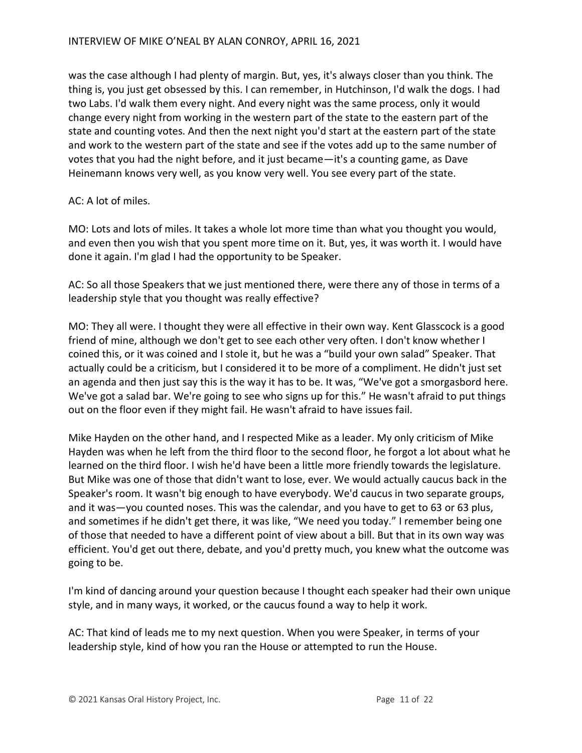was the case although I had plenty of margin. But, yes, it's always closer than you think. The thing is, you just get obsessed by this. I can remember, in Hutchinson, I'd walk the dogs. I had two Labs. I'd walk them every night. And every night was the same process, only it would change every night from working in the western part of the state to the eastern part of the state and counting votes. And then the next night you'd start at the eastern part of the state and work to the western part of the state and see if the votes add up to the same number of votes that you had the night before, and it just became—it's a counting game, as Dave Heinemann knows very well, as you know very well. You see every part of the state.

AC: A lot of miles.

MO: Lots and lots of miles. It takes a whole lot more time than what you thought you would, and even then you wish that you spent more time on it. But, yes, it was worth it. I would have done it again. I'm glad I had the opportunity to be Speaker.

AC: So all those Speakers that we just mentioned there, were there any of those in terms of a leadership style that you thought was really effective?

MO: They all were. I thought they were all effective in their own way. Kent Glasscock is a good friend of mine, although we don't get to see each other very often. I don't know whether I coined this, or it was coined and I stole it, but he was a "build your own salad" Speaker. That actually could be a criticism, but I considered it to be more of a compliment. He didn't just set an agenda and then just say this is the way it has to be. It was, "We've got a smorgasbord here. We've got a salad bar. We're going to see who signs up for this." He wasn't afraid to put things out on the floor even if they might fail. He wasn't afraid to have issues fail.

Mike Hayden on the other hand, and I respected Mike as a leader. My only criticism of Mike Hayden was when he left from the third floor to the second floor, he forgot a lot about what he learned on the third floor. I wish he'd have been a little more friendly towards the legislature. But Mike was one of those that didn't want to lose, ever. We would actually caucus back in the Speaker's room. It wasn't big enough to have everybody. We'd caucus in two separate groups, and it was—you counted noses. This was the calendar, and you have to get to 63 or 63 plus, and sometimes if he didn't get there, it was like, "We need you today." I remember being one of those that needed to have a different point of view about a bill. But that in its own way was efficient. You'd get out there, debate, and you'd pretty much, you knew what the outcome was going to be.

I'm kind of dancing around your question because I thought each speaker had their own unique style, and in many ways, it worked, or the caucus found a way to help it work.

AC: That kind of leads me to my next question. When you were Speaker, in terms of your leadership style, kind of how you ran the House or attempted to run the House.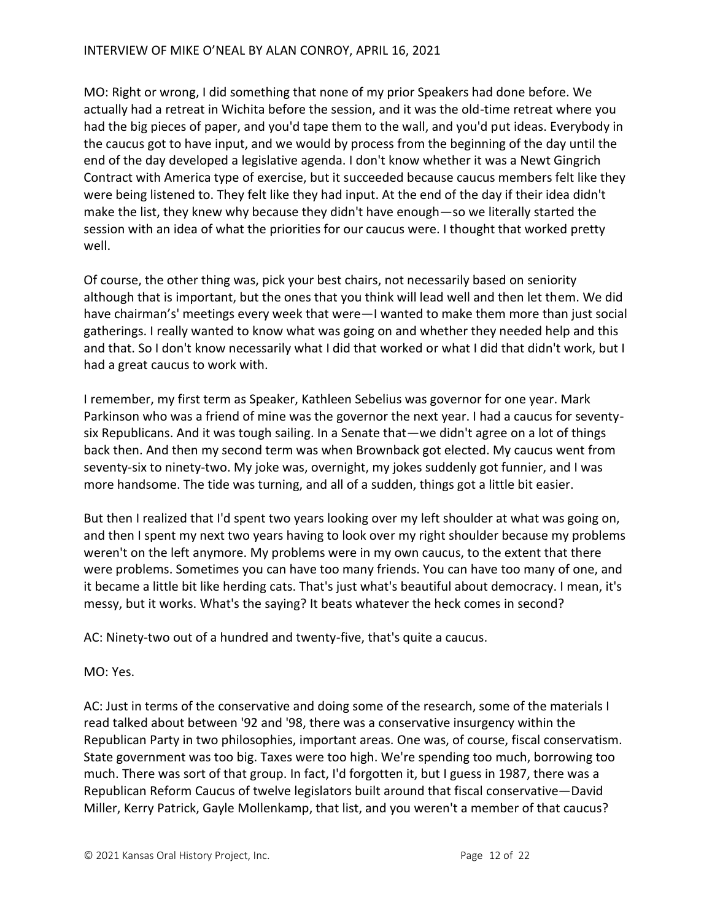MO: Right or wrong, I did something that none of my prior Speakers had done before. We actually had a retreat in Wichita before the session, and it was the old-time retreat where you had the big pieces of paper, and you'd tape them to the wall, and you'd put ideas. Everybody in the caucus got to have input, and we would by process from the beginning of the day until the end of the day developed a legislative agenda. I don't know whether it was a Newt Gingrich Contract with America type of exercise, but it succeeded because caucus members felt like they were being listened to. They felt like they had input. At the end of the day if their idea didn't make the list, they knew why because they didn't have enough—so we literally started the session with an idea of what the priorities for our caucus were. I thought that worked pretty well.

Of course, the other thing was, pick your best chairs, not necessarily based on seniority although that is important, but the ones that you think will lead well and then let them. We did have chairman's' meetings every week that were—I wanted to make them more than just social gatherings. I really wanted to know what was going on and whether they needed help and this and that. So I don't know necessarily what I did that worked or what I did that didn't work, but I had a great caucus to work with.

I remember, my first term as Speaker, Kathleen Sebelius was governor for one year. Mark Parkinson who was a friend of mine was the governor the next year. I had a caucus for seventy-six Republicans. And it was tough sailing. In a Senate that—we didn't agree on a lot of things back then. And then my second term was when Brownback got elected. My caucus went from seventy-six to ninety-two. My joke was, overnight, my jokes suddenly got funnier, and I was more handsome. The tide was turning, and all of a sudden, things got a little bit easier.

But then I realized that I'd spent two years looking over my left shoulder at what was going on, and then I spent my next two years having to look over my right shoulder because my problems weren't on the left anymore. My problems were in my own caucus, to the extent that there were problems. Sometimes you can have too many friends. You can have too many of one, and it became a little bit like herding cats. That's just what's beautiful about democracy. I mean, it's messy, but it works. What's the saying? It beats whatever the heck comes in second?

AC: Ninety-two out of a hundred and twenty-five, that's quite a caucus.

MO: Yes.

AC: Just in terms of the conservative and doing some of the research, some of the materials I read talked about between '92 and '98, there was a conservative insurgency within the Republican Party in two philosophies, important areas. One was, of course, fiscal conservatism. State government was too big. Taxes were too high. We're spending too much, borrowing too much. There was sort of that group. In fact, I'd forgotten it, but I guess in 1987, there was a Republican Reform Caucus of twelve legislators built around that fiscal conservative—David Miller, Kerry Patrick, Gayle Mollenkamp, that list, and you weren't a member of that caucus?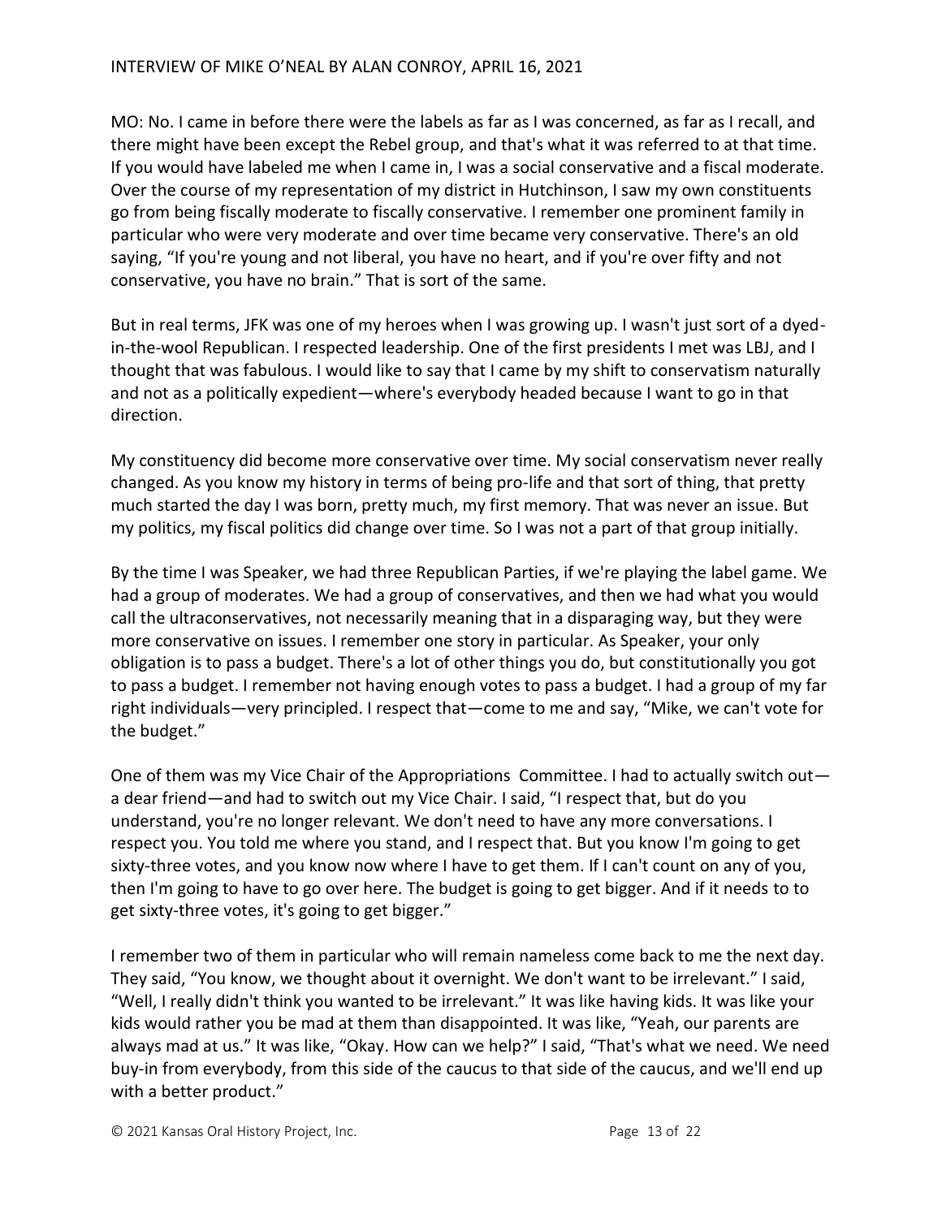MO: No. I came in before there were the labels as far as I was concerned, as far as I recall, and there might have been except the Rebel group, and that's what it was referred to at that time. If you would have labeled me when I came in, I was a social conservative and a fiscal moderate. Over the course of my representation of my district in Hutchinson, I saw my own constituents go from being fiscally moderate to fiscally conservative. I remember one prominent family in particular who were very moderate and over time became very conservative. There's an old saying, "If you're young and not liberal, you have no heart, and if you're over fifty and not conservative, you have no brain." That is sort of the same.

But in real terms, JFK was one of my heroes when I was growing up. I wasn't just sort of a dyed-in-the-wool Republican. I respected leadership. One of the first presidents I met was LBJ, and I thought that was fabulous. I would like to say that I came by my shift to conservatism naturally and not as a politically expedient—where's everybody headed because I want to go in that direction.

My constituency did become more conservative over time. My social conservatism never really changed. As you know my history in terms of being pro-life and that sort of thing, that pretty much started the day I was born, pretty much, my first memory. That was never an issue. But my politics, my fiscal politics did change over time. So I was not a part of that group initially.

By the time I was Speaker, we had three Republican Parties, if we're playing the label game. We had a group of moderates. We had a group of conservatives, and then we had what you would call the ultraconservatives, not necessarily meaning that in a disparaging way, but they were more conservative on issues. I remember one story in particular. As Speaker, your only obligation is to pass a budget. There's a lot of other things you do, but constitutionally you got to pass a budget. I remember not having enough votes to pass a budget. I had a group of my far right individuals—very principled. I respect that—come to me and say, "Mike, we can't vote for the budget."

One of them was my Vice Chair of the Appropriations Committee. I had to actually switch out—a dear friend—and had to switch out my Vice Chair. I said, "I respect that, but do you understand, you're no longer relevant. We don't need to have any more conversations. I respect you. You told me where you stand, and I respect that. But you know I'm going to get sixty-three votes, and you know now where I have to get them. If I can't count on any of you, then I'm going to have to go over here. The budget is going to get bigger. And if it needs to to get sixty-three votes, it's going to get bigger."

I remember two of them in particular who will remain nameless come back to me the next day. They said, "You know, we thought about it overnight. We don't want to be irrelevant." I said, "Well, I really didn't think you wanted to be irrelevant." It was like having kids. It was like your kids would rather you be mad at them than disappointed. It was like, "Yeah, our parents are always mad at us." It was like, "Okay. How can we help?" I said, "That's what we need. We need buy-in from everybody, from this side of the caucus to that side of the caucus, and we'll end up with a better product."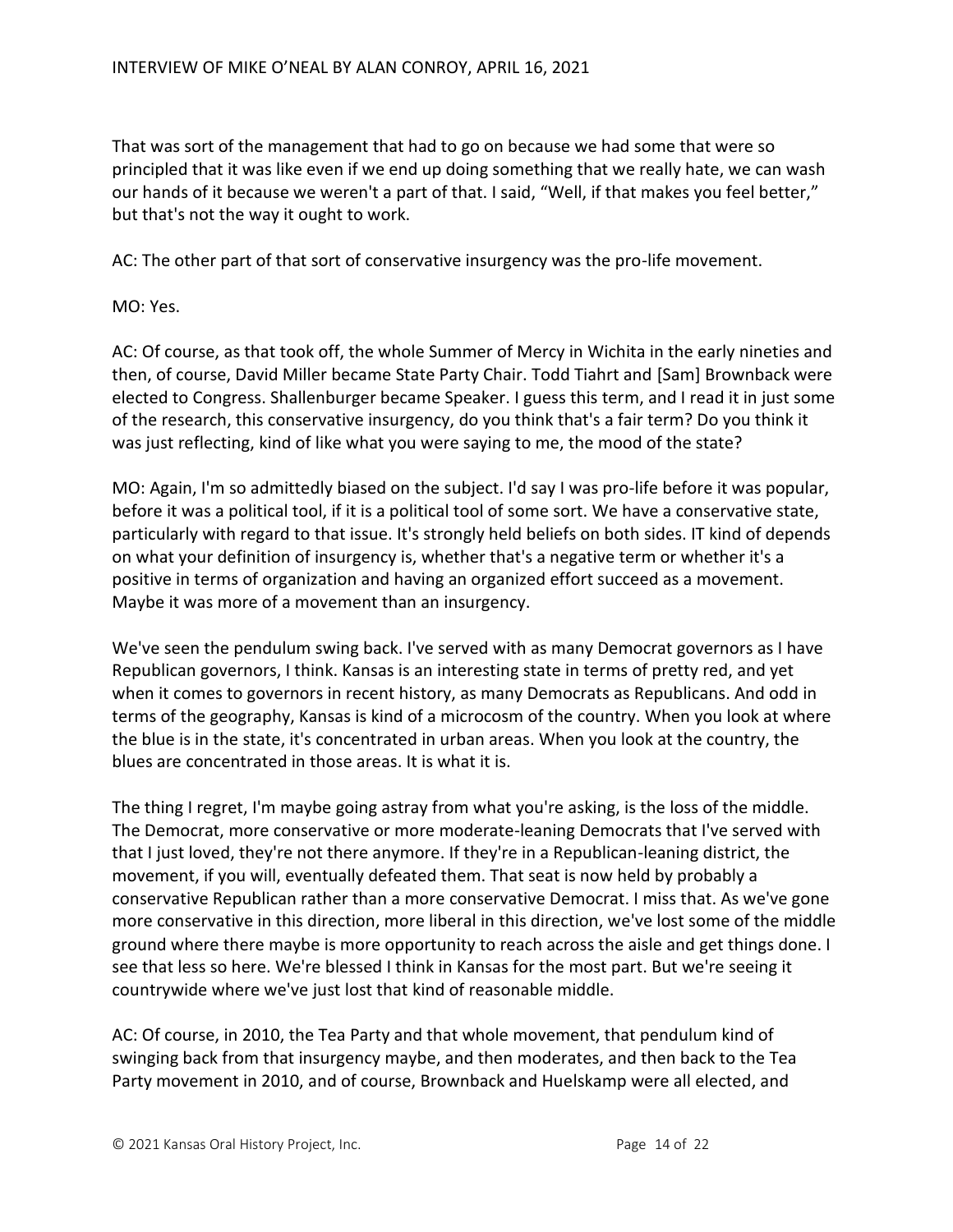That was sort of the management that had to go on because we had some that were so principled that it was like even if we end up doing something that we really hate, we can wash our hands of it because we weren't a part of that. I said, "Well, if that makes you feel better," but that's not the way it ought to work.

AC: The other part of that sort of conservative insurgency was the pro-life movement.

MO: Yes.

AC: Of course, as that took off, the whole Summer of Mercy in Wichita in the early nineties and then, of course, David Miller became State Party Chair. Todd Tiahrt and [Sam] Brownback were elected to Congress. Shallenburger became Speaker. I guess this term, and I read it in just some of the research, this conservative insurgency, do you think that's a fair term? Do you think it was just reflecting, kind of like what you were saying to me, the mood of the state?

MO: Again, I'm so admittedly biased on the subject. I'd say I was pro-life before it was popular, before it was a political tool, if it is a political tool of some sort. We have a conservative state, particularly with regard to that issue. It's strongly held beliefs on both sides. IT kind of depends on what your definition of insurgency is, whether that's a negative term or whether it's a positive in terms of organization and having an organized effort succeed as a movement. Maybe it was more of a movement than an insurgency.

We've seen the pendulum swing back. I've served with as many Democrat governors as I have Republican governors, I think. Kansas is an interesting state in terms of pretty red, and yet when it comes to governors in recent history, as many Democrats as Republicans. And odd in terms of the geography, Kansas is kind of a microcosm of the country. When you look at where the blue is in the state, it's concentrated in urban areas. When you look at the country, the blues are concentrated in those areas. It is what it is.

The thing I regret, I'm maybe going astray from what you're asking, is the loss of the middle. The Democrat, more conservative or more moderate-leaning Democrats that I've served with that I just loved, they're not there anymore. If they're in a Republican-leaning district, the movement, if you will, eventually defeated them. That seat is now held by probably a conservative Republican rather than a more conservative Democrat. I miss that. As we've gone more conservative in this direction, more liberal in this direction, we've lost some of the middle ground where there maybe is more opportunity to reach across the aisle and get things done. I see that less so here. We're blessed I think in Kansas for the most part. But we're seeing it countrywide where we've just lost that kind of reasonable middle.

AC: Of course, in 2010, the Tea Party and that whole movement, that pendulum kind of swinging back from that insurgency maybe, and then moderates, and then back to the Tea Party movement in 2010, and of course, Brownback and Huelskamp were all elected, and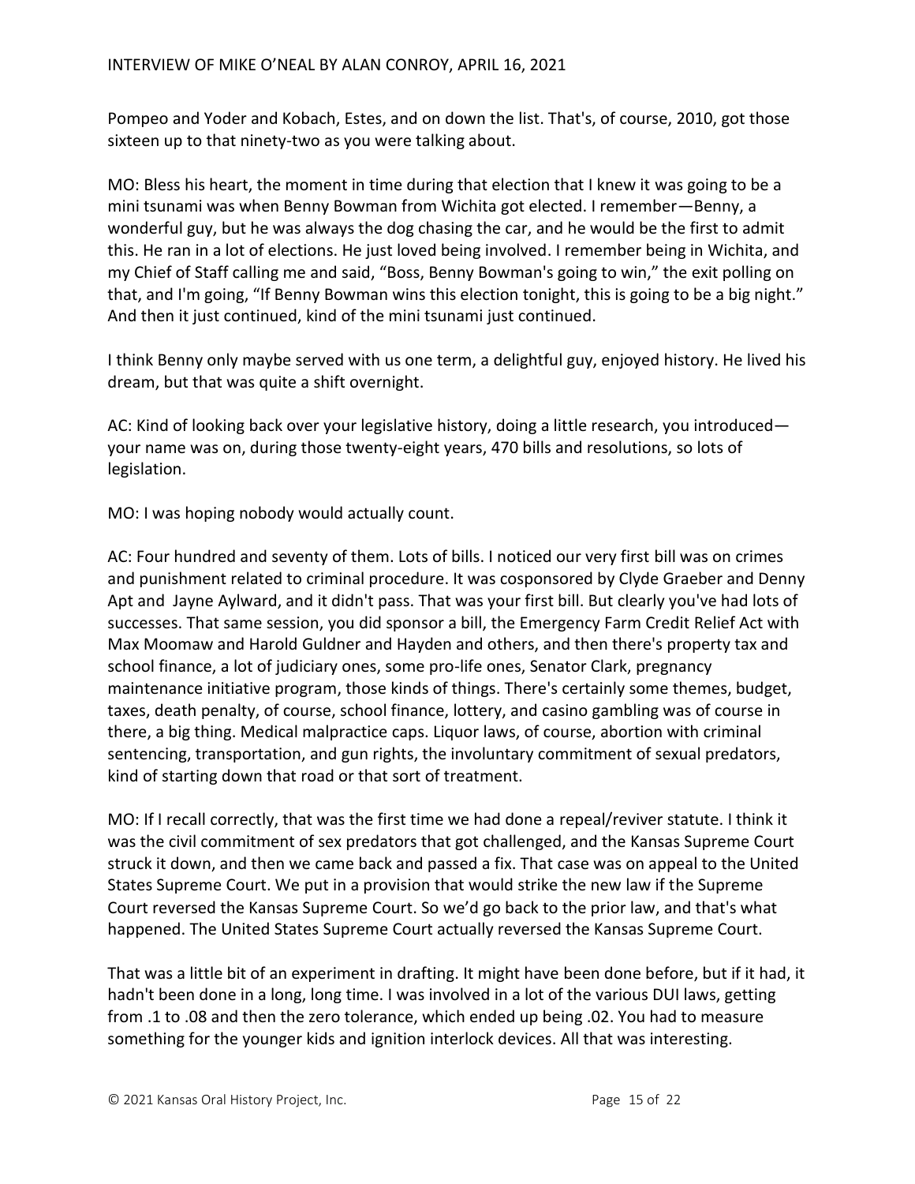Pompeo and Yoder and Kobach, Estes, and on down the list. That's, of course, 2010, got those sixteen up to that ninety-two as you were talking about.

MO: Bless his heart, the moment in time during that election that I knew it was going to be a mini tsunami was when Benny Bowman from Wichita got elected. I remember—Benny, a wonderful guy, but he was always the dog chasing the car, and he would be the first to admit this. He ran in a lot of elections. He just loved being involved. I remember being in Wichita, and my Chief of Staff calling me and said, "Boss, Benny Bowman's going to win," the exit polling on that, and I'm going, "If Benny Bowman wins this election tonight, this is going to be a big night." And then it just continued, kind of the mini tsunami just continued.

I think Benny only maybe served with us one term, a delightful guy, enjoyed history. He lived his dream, but that was quite a shift overnight.

AC: Kind of looking back over your legislative history, doing a little research, you introduced—your name was on, during those twenty-eight years, 470 bills and resolutions, so lots of legislation.

MO: I was hoping nobody would actually count.

AC: Four hundred and seventy of them. Lots of bills. I noticed our very first bill was on crimes and punishment related to criminal procedure. It was cosponsored by Clyde Graeber and Denny Apt and Jayne Aylward, and it didn't pass. That was your first bill. But clearly you've had lots of successes. That same session, you did sponsor a bill, the Emergency Farm Credit Relief Act with Max Moomaw and Harold Guldner and Hayden and others, and then there's property tax and school finance, a lot of judiciary ones, some pro-life ones, Senator Clark, pregnancy maintenance initiative program, those kinds of things. There's certainly some themes, budget, taxes, death penalty, of course, school finance, lottery, and casino gambling was of course in there, a big thing. Medical malpractice caps. Liquor laws, of course, abortion with criminal sentencing, transportation, and gun rights, the involuntary commitment of sexual predators, kind of starting down that road or that sort of treatment.

MO: If I recall correctly, that was the first time we had done a repeal/reviver statute. I think it was the civil commitment of sex predators that got challenged, and the Kansas Supreme Court struck it down, and then we came back and passed a fix. That case was on appeal to the United States Supreme Court. We put in a provision that would strike the new law if the Supreme Court reversed the Kansas Supreme Court. So we'd go back to the prior law, and that's what happened. The United States Supreme Court actually reversed the Kansas Supreme Court.

That was a little bit of an experiment in drafting. It might have been done before, but if it had, it hadn't been done in a long, long time. I was involved in a lot of the various DUI laws, getting from .1 to .08 and then the zero tolerance, which ended up being .02. You had to measure something for the younger kids and ignition interlock devices. All that was interesting.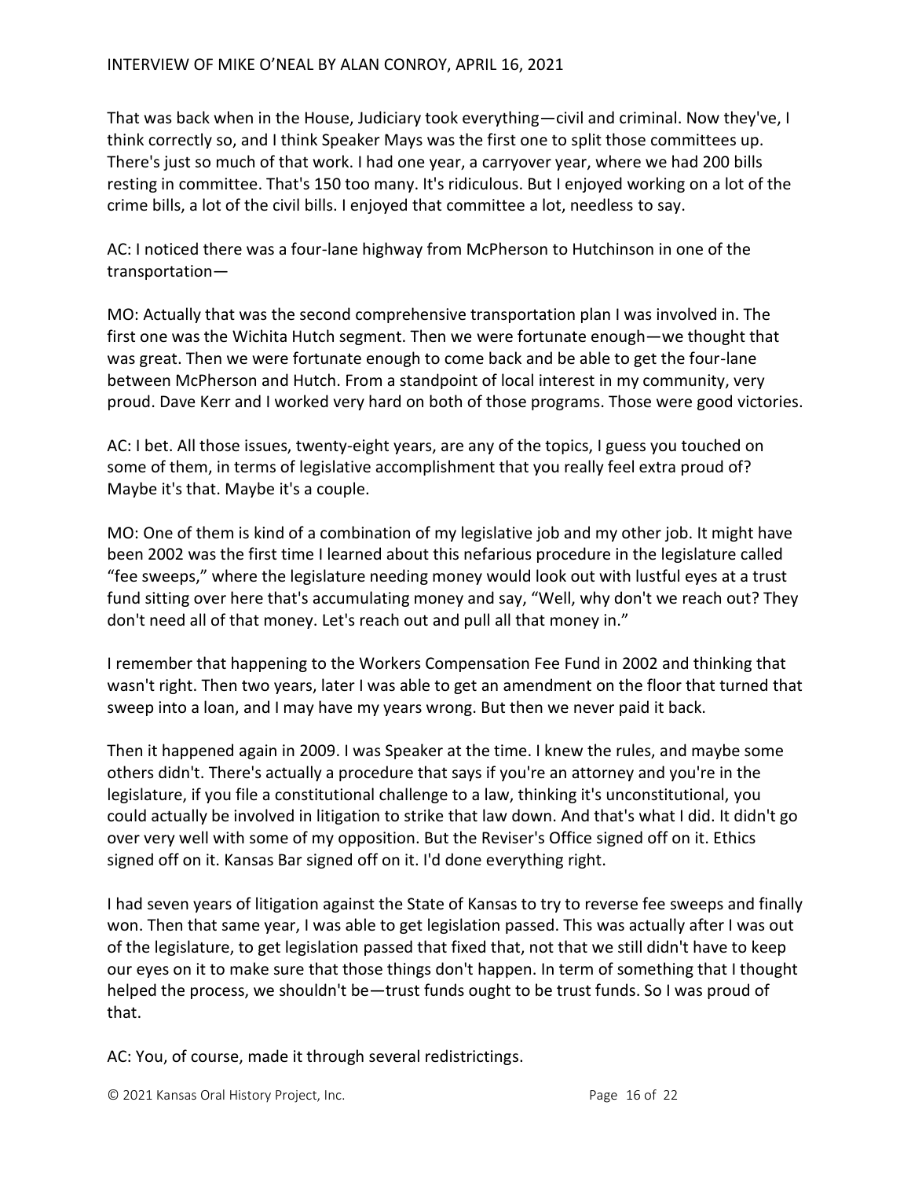That was back when in the House, Judiciary took everything—civil and criminal. Now they've, I think correctly so, and I think Speaker Mays was the first one to split those committees up. There's just so much of that work. I had one year, a carryover year, where we had 200 bills resting in committee. That's 150 too many. It's ridiculous. But I enjoyed working on a lot of the crime bills, a lot of the civil bills. I enjoyed that committee a lot, needless to say.

AC: I noticed there was a four-lane highway from McPherson to Hutchinson in one of the transportation—

MO: Actually that was the second comprehensive transportation plan I was involved in. The first one was the Wichita Hutch segment. Then we were fortunate enough—we thought that was great. Then we were fortunate enough to come back and be able to get the four-lane between McPherson and Hutch. From a standpoint of local interest in my community, very proud. Dave Kerr and I worked very hard on both of those programs. Those were good victories.

AC: I bet. All those issues, twenty-eight years, are any of the topics, I guess you touched on some of them, in terms of legislative accomplishment that you really feel extra proud of? Maybe it's that. Maybe it's a couple.

MO: One of them is kind of a combination of my legislative job and my other job. It might have been 2002 was the first time I learned about this nefarious procedure in the legislature called "fee sweeps," where the legislature needing money would look out with lustful eyes at a trust fund sitting over here that's accumulating money and say, "Well, why don't we reach out? They don't need all of that money. Let's reach out and pull all that money in."

I remember that happening to the Workers Compensation Fee Fund in 2002 and thinking that wasn't right. Then two years, later I was able to get an amendment on the floor that turned that sweep into a loan, and I may have my years wrong. But then we never paid it back.

Then it happened again in 2009. I was Speaker at the time. I knew the rules, and maybe some others didn't. There's actually a procedure that says if you're an attorney and you're in the legislature, if you file a constitutional challenge to a law, thinking it's unconstitutional, you could actually be involved in litigation to strike that law down. And that's what I did. It didn't go over very well with some of my opposition. But the Reviser's Office signed off on it. Ethics signed off on it. Kansas Bar signed off on it. I'd done everything right.

I had seven years of litigation against the State of Kansas to try to reverse fee sweeps and finally won. Then that same year, I was able to get legislation passed. This was actually after I was out of the legislature, to get legislation passed that fixed that, not that we still didn't have to keep our eyes on it to make sure that those things don't happen. In term of something that I thought helped the process, we shouldn't be—trust funds ought to be trust funds. So I was proud of that.

AC: You, of course, made it through several redistrictings.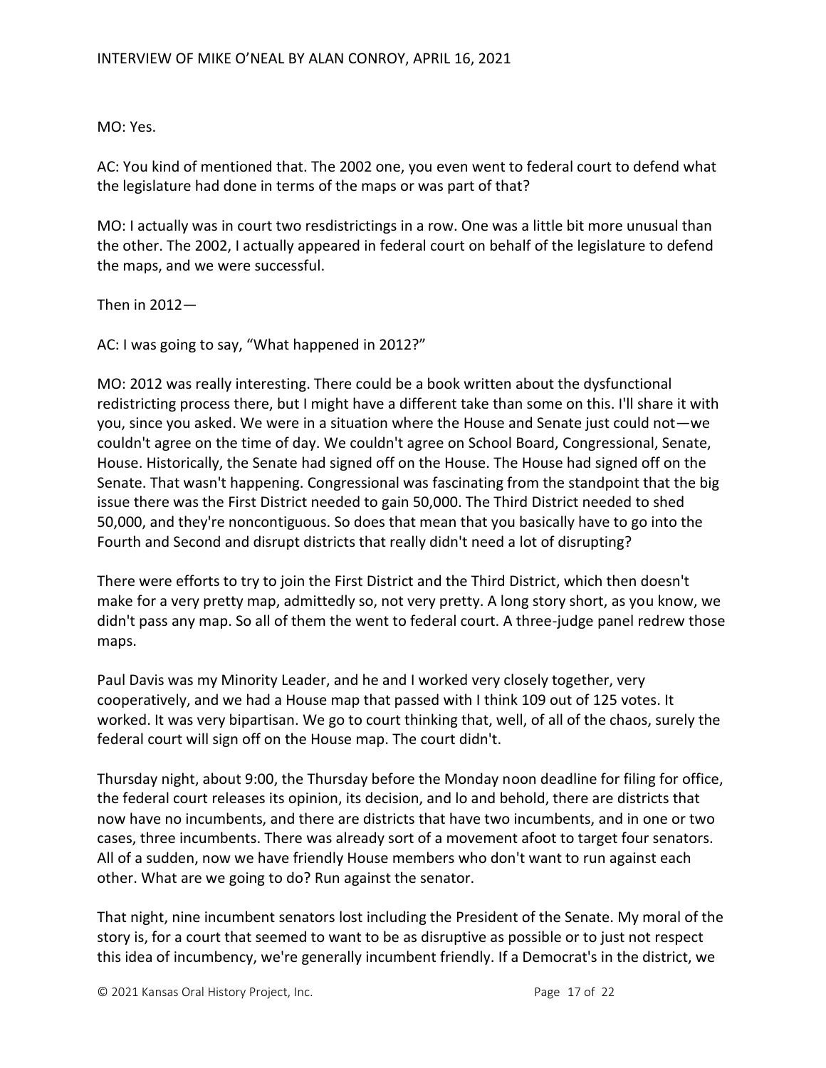MO: Yes.

AC: You kind of mentioned that. The 2002 one, you even went to federal court to defend what the legislature had done in terms of the maps or was part of that?

MO: I actually was in court two resdistrictings in a row. One was a little bit more unusual than the other. The 2002, I actually appeared in federal court on behalf of the legislature to defend the maps, and we were successful.

Then in 2012—

AC: I was going to say, "What happened in 2012?"

MO: 2012 was really interesting. There could be a book written about the dysfunctional redistricting process there, but I might have a different take than some on this. I'll share it with you, since you asked. We were in a situation where the House and Senate just could not—we couldn't agree on the time of day. We couldn't agree on School Board, Congressional, Senate, House. Historically, the Senate had signed off on the House. The House had signed off on the Senate. That wasn't happening. Congressional was fascinating from the standpoint that the big issue there was the First District needed to gain 50,000. The Third District needed to shed 50,000, and they're noncontiguous. So does that mean that you basically have to go into the Fourth and Second and disrupt districts that really didn't need a lot of disrupting?

There were efforts to try to join the First District and the Third District, which then doesn't make for a very pretty map, admittedly so, not very pretty. A long story short, as you know, we didn't pass any map. So all of them the went to federal court. A three-judge panel redrew those maps.

Paul Davis was my Minority Leader, and he and I worked very closely together, very cooperatively, and we had a House map that passed with I think 109 out of 125 votes. It worked. It was very bipartisan. We go to court thinking that, well, of all of the chaos, surely the federal court will sign off on the House map. The court didn't.

Thursday night, about 9:00, the Thursday before the Monday noon deadline for filing for office, the federal court releases its opinion, its decision, and lo and behold, there are districts that now have no incumbents, and there are districts that have two incumbents, and in one or two cases, three incumbents. There was already sort of a movement afoot to target four senators. All of a sudden, now we have friendly House members who don't want to run against each other. What are we going to do? Run against the senator.

That night, nine incumbent senators lost including the President of the Senate. My moral of the story is, for a court that seemed to want to be as disruptive as possible or to just not respect this idea of incumbency, we're generally incumbent friendly. If a Democrat's in the district, we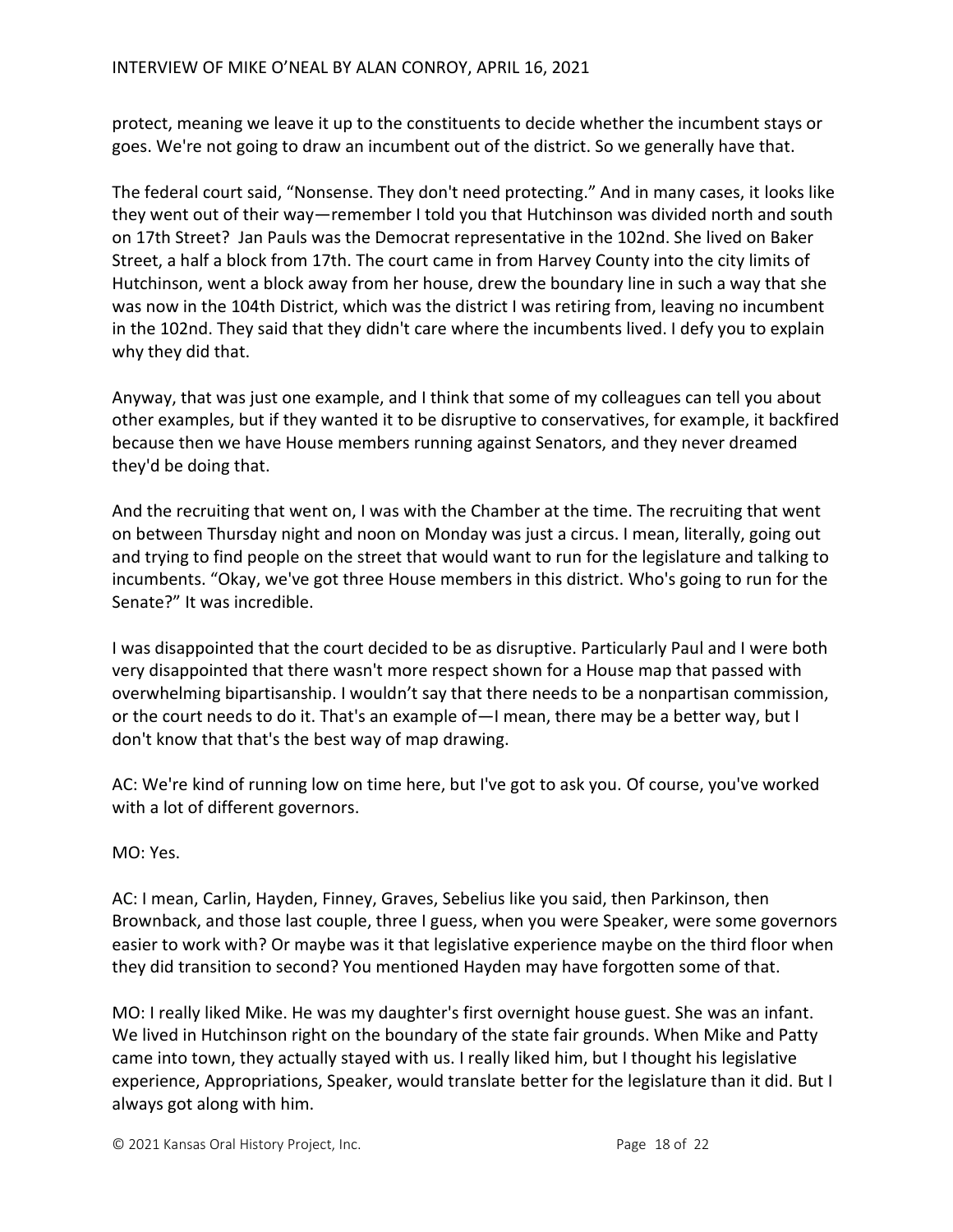protect, meaning we leave it up to the constituents to decide whether the incumbent stays or goes. We're not going to draw an incumbent out of the district. So we generally have that.

The federal court said, "Nonsense. They don't need protecting." And in many cases, it looks like they went out of their way—remember I told you that Hutchinson was divided north and south on 17th Street? Jan Pauls was the Democrat representative in the 102nd. She lived on Baker Street, a half a block from 17th. The court came in from Harvey County into the city limits of Hutchinson, went a block away from her house, drew the boundary line in such a way that she was now in the 104th District, which was the district I was retiring from, leaving no incumbent in the 102nd. They said that they didn't care where the incumbents lived. I defy you to explain why they did that.

Anyway, that was just one example, and I think that some of my colleagues can tell you about other examples, but if they wanted it to be disruptive to conservatives, for example, it backfired because then we have House members running against Senators, and they never dreamed they'd be doing that.

And the recruiting that went on, I was with the Chamber at the time. The recruiting that went on between Thursday night and noon on Monday was just a circus. I mean, literally, going out and trying to find people on the street that would want to run for the legislature and talking to incumbents. "Okay, we've got three House members in this district. Who's going to run for the Senate?" It was incredible.

I was disappointed that the court decided to be as disruptive. Particularly Paul and I were both very disappointed that there wasn't more respect shown for a House map that passed with overwhelming bipartisanship. I wouldn't say that there needs to be a nonpartisan commission, or the court needs to do it. That's an example of—I mean, there may be a better way, but I don't know that that's the best way of map drawing.

AC: We're kind of running low on time here, but I've got to ask you. Of course, you've worked with a lot of different governors.

MO: Yes.

AC: I mean, Carlin, Hayden, Finney, Graves, Sebelius like you said, then Parkinson, then Brownback, and those last couple, three I guess, when you were Speaker, were some governors easier to work with? Or maybe was it that legislative experience maybe on the third floor when they did transition to second? You mentioned Hayden may have forgotten some of that.

MO: I really liked Mike. He was my daughter's first overnight house guest. She was an infant. We lived in Hutchinson right on the boundary of the state fair grounds. When Mike and Patty came into town, they actually stayed with us. I really liked him, but I thought his legislative experience, Appropriations, Speaker, would translate better for the legislature than it did. But I always got along with him.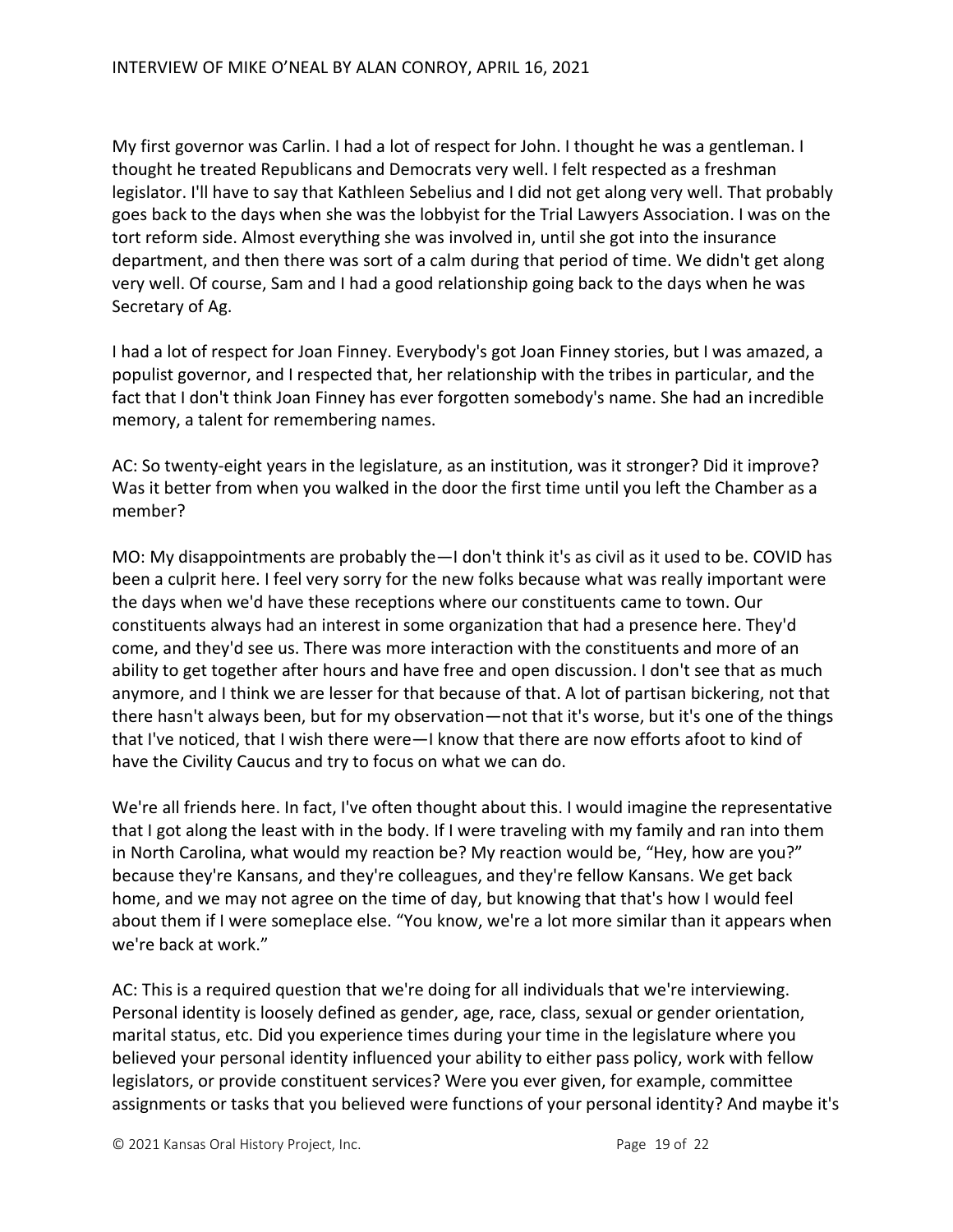My first governor was Carlin. I had a lot of respect for John. I thought he was a gentleman. I thought he treated Republicans and Democrats very well. I felt respected as a freshman legislator. I'll have to say that Kathleen Sebelius and I did not get along very well. That probably goes back to the days when she was the lobbyist for the Trial Lawyers Association. I was on the tort reform side. Almost everything she was involved in, until she got into the insurance department, and then there was sort of a calm during that period of time. We didn't get along very well. Of course, Sam and I had a good relationship going back to the days when he was Secretary of Ag.

I had a lot of respect for Joan Finney. Everybody's got Joan Finney stories, but I was amazed, a populist governor, and I respected that, her relationship with the tribes in particular, and the fact that I don't think Joan Finney has ever forgotten somebody's name. She had an incredible memory, a talent for remembering names.

AC: So twenty-eight years in the legislature, as an institution, was it stronger? Did it improve? Was it better from when you walked in the door the first time until you left the Chamber as a member?

MO: My disappointments are probably the—I don't think it's as civil as it used to be. COVID has been a culprit here. I feel very sorry for the new folks because what was really important were the days when we'd have these receptions where our constituents came to town. Our constituents always had an interest in some organization that had a presence here. They'd come, and they'd see us. There was more interaction with the constituents and more of an ability to get together after hours and have free and open discussion. I don't see that as much anymore, and I think we are lesser for that because of that. A lot of partisan bickering, not that there hasn't always been, but for my observation—not that it's worse, but it's one of the things that I've noticed, that I wish there were—I know that there are now efforts afoot to kind of have the Civility Caucus and try to focus on what we can do.

We're all friends here. In fact, I've often thought about this. I would imagine the representative that I got along the least with in the body. If I were traveling with my family and ran into them in North Carolina, what would my reaction be? My reaction would be, "Hey, how are you?" because they're Kansans, and they're colleagues, and they're fellow Kansans. We get back home, and we may not agree on the time of day, but knowing that that's how I would feel about them if I were someplace else. "You know, we're a lot more similar than it appears when we're back at work."

AC: This is a required question that we're doing for all individuals that we're interviewing. Personal identity is loosely defined as gender, age, race, class, sexual or gender orientation, marital status, etc. Did you experience times during your time in the legislature where you believed your personal identity influenced your ability to either pass policy, work with fellow legislators, or provide constituent services? Were you ever given, for example, committee assignments or tasks that you believed were functions of your personal identity? And maybe it's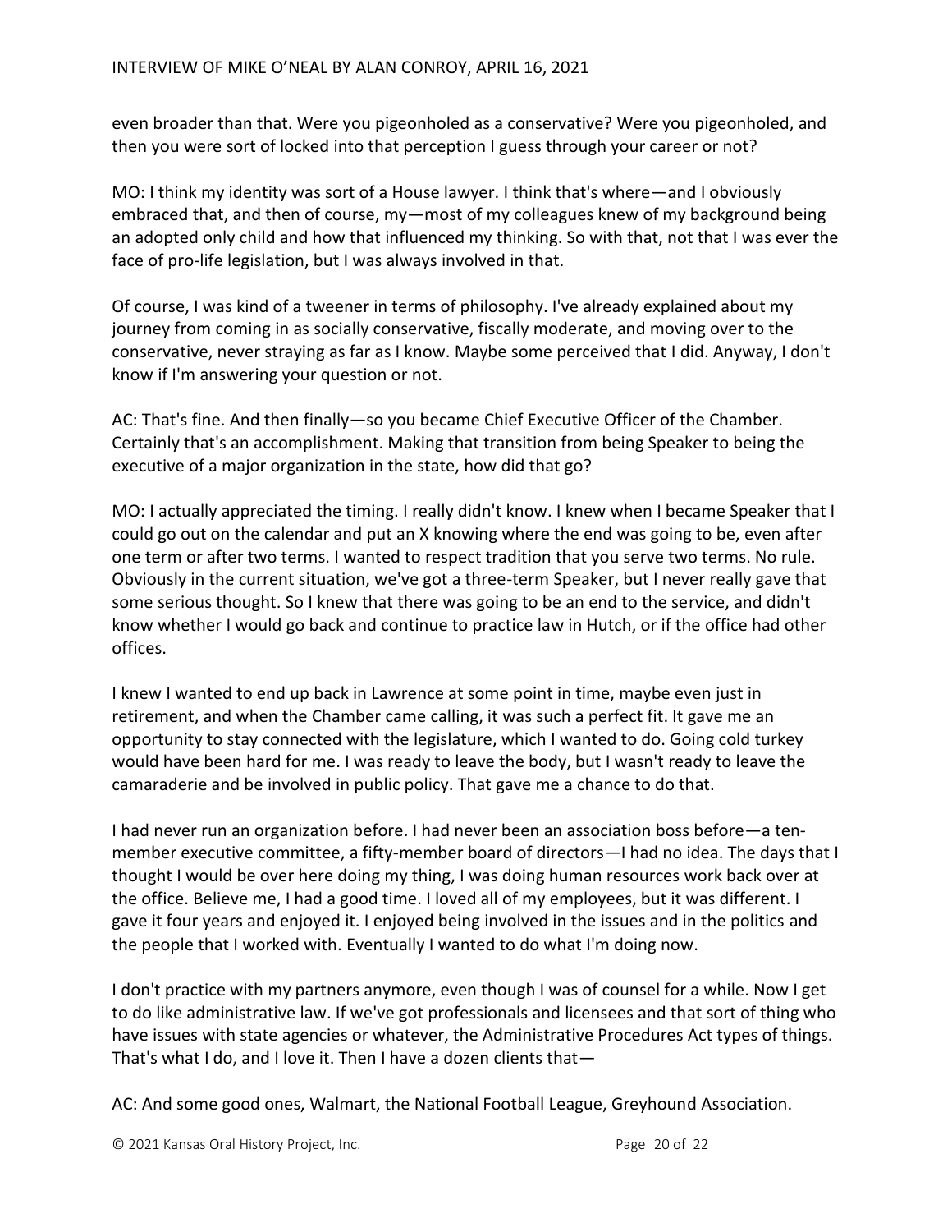even broader than that. Were you pigeonholed as a conservative? Were you pigeonholed, and then you were sort of locked into that perception I guess through your career or not?

MO: I think my identity was sort of a House lawyer. I think that's where—and I obviously embraced that, and then of course, my—most of my colleagues knew of my background being an adopted only child and how that influenced my thinking. So with that, not that I was ever the face of pro-life legislation, but I was always involved in that.

Of course, I was kind of a tweener in terms of philosophy. I've already explained about my journey from coming in as socially conservative, fiscally moderate, and moving over to the conservative, never straying as far as I know. Maybe some perceived that I did. Anyway, I don't know if I'm answering your question or not.

AC: That's fine. And then finally—so you became Chief Executive Officer of the Chamber. Certainly that's an accomplishment. Making that transition from being Speaker to being the executive of a major organization in the state, how did that go?

MO: I actually appreciated the timing. I really didn't know. I knew when I became Speaker that I could go out on the calendar and put an X knowing where the end was going to be, even after one term or after two terms. I wanted to respect tradition that you serve two terms. No rule. Obviously in the current situation, we've got a three-term Speaker, but I never really gave that some serious thought. So I knew that there was going to be an end to the service, and didn't know whether I would go back and continue to practice law in Hutch, or if the office had other offices.

I knew I wanted to end up back in Lawrence at some point in time, maybe even just in retirement, and when the Chamber came calling, it was such a perfect fit. It gave me an opportunity to stay connected with the legislature, which I wanted to do. Going cold turkey would have been hard for me. I was ready to leave the body, but I wasn't ready to leave the camaraderie and be involved in public policy. That gave me a chance to do that.

I had never run an organization before. I had never been an association boss before—a ten-member executive committee, a fifty-member board of directors—I had no idea. The days that I thought I would be over here doing my thing, I was doing human resources work back over at the office. Believe me, I had a good time. I loved all of my employees, but it was different. I gave it four years and enjoyed it. I enjoyed being involved in the issues and in the politics and the people that I worked with. Eventually I wanted to do what I'm doing now.

I don't practice with my partners anymore, even though I was of counsel for a while. Now I get to do like administrative law. If we've got professionals and licensees and that sort of thing who have issues with state agencies or whatever, the Administrative Procedures Act types of things. That's what I do, and I love it. Then I have a dozen clients that—

AC: And some good ones, Walmart, the National Football League, Greyhound Association.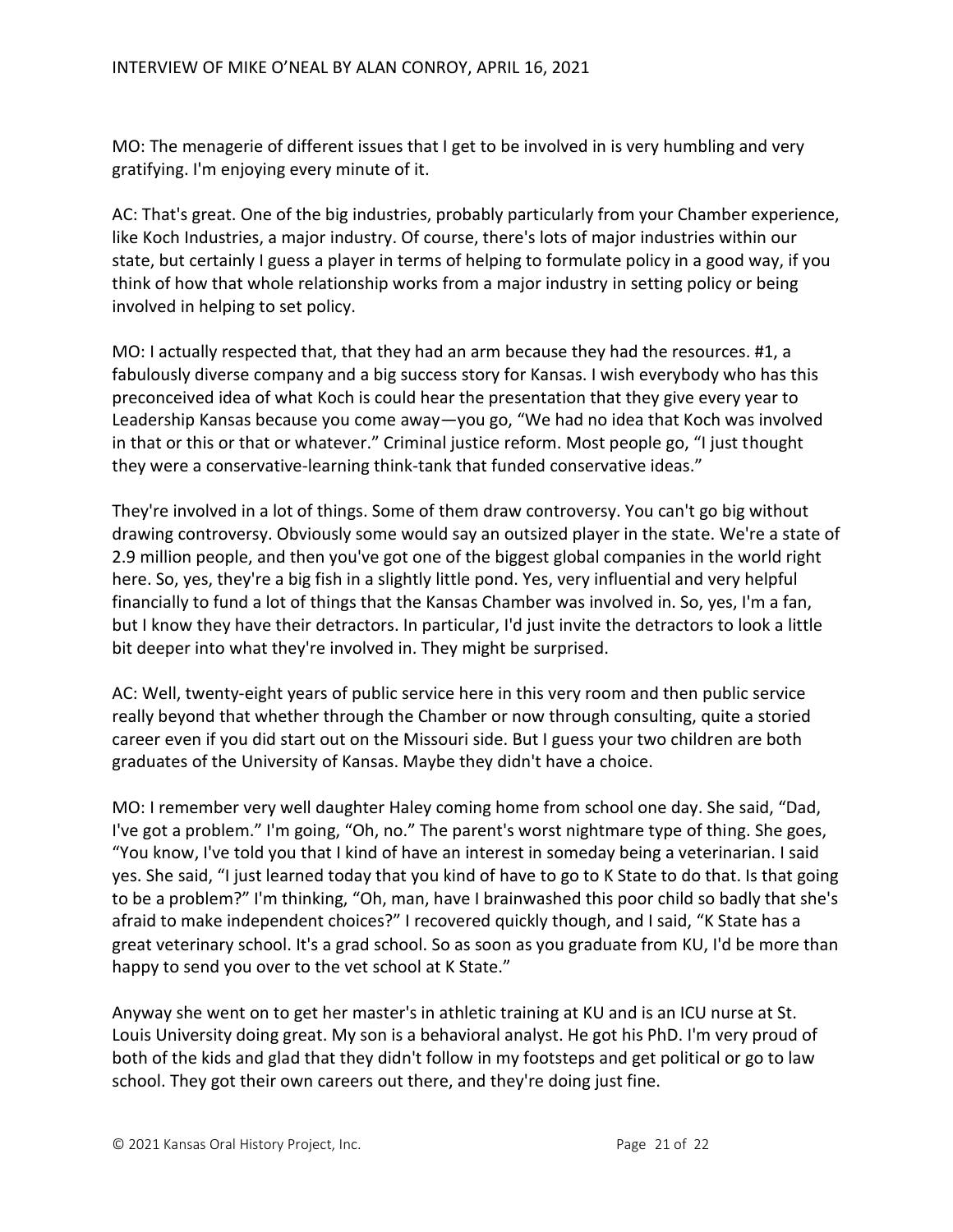MO: The menagerie of different issues that I get to be involved in is very humbling and very gratifying. I'm enjoying every minute of it.

AC: That's great. One of the big industries, probably particularly from your Chamber experience, like Koch Industries, a major industry. Of course, there's lots of major industries within our state, but certainly I guess a player in terms of helping to formulate policy in a good way, if you think of how that whole relationship works from a major industry in setting policy or being involved in helping to set policy.

MO: I actually respected that, that they had an arm because they had the resources. #1, a fabulously diverse company and a big success story for Kansas. I wish everybody who has this preconceived idea of what Koch is could hear the presentation that they give every year to Leadership Kansas because you come away—you go, "We had no idea that Koch was involved in that or this or that or whatever." Criminal justice reform. Most people go, "I just thought they were a conservative-learning think-tank that funded conservative ideas."

They're involved in a lot of things. Some of them draw controversy. You can't go big without drawing controversy. Obviously some would say an outsized player in the state. We're a state of 2.9 million people, and then you've got one of the biggest global companies in the world right here. So, yes, they're a big fish in a slightly little pond. Yes, very influential and very helpful financially to fund a lot of things that the Kansas Chamber was involved in. So, yes, I'm a fan, but I know they have their detractors. In particular, I'd just invite the detractors to look a little bit deeper into what they're involved in. They might be surprised.

AC: Well, twenty-eight years of public service here in this very room and then public service really beyond that whether through the Chamber or now through consulting, quite a storied career even if you did start out on the Missouri side. But I guess your two children are both graduates of the University of Kansas. Maybe they didn't have a choice.

MO: I remember very well daughter Haley coming home from school one day. She said, "Dad, I've got a problem." I'm going, "Oh, no." The parent's worst nightmare type of thing. She goes, "You know, I've told you that I kind of have an interest in someday being a veterinarian. I said yes. She said, "I just learned today that you kind of have to go to K State to do that. Is that going to be a problem?" I'm thinking, "Oh, man, have I brainwashed this poor child so badly that she's afraid to make independent choices?" I recovered quickly though, and I said, "K State has a great veterinary school. It's a grad school. So as soon as you graduate from KU, I'd be more than happy to send you over to the vet school at K State."

Anyway she went on to get her master's in athletic training at KU and is an ICU nurse at St. Louis University doing great. My son is a behavioral analyst. He got his PhD. I'm very proud of both of the kids and glad that they didn't follow in my footsteps and get political or go to law school. They got their own careers out there, and they're doing just fine.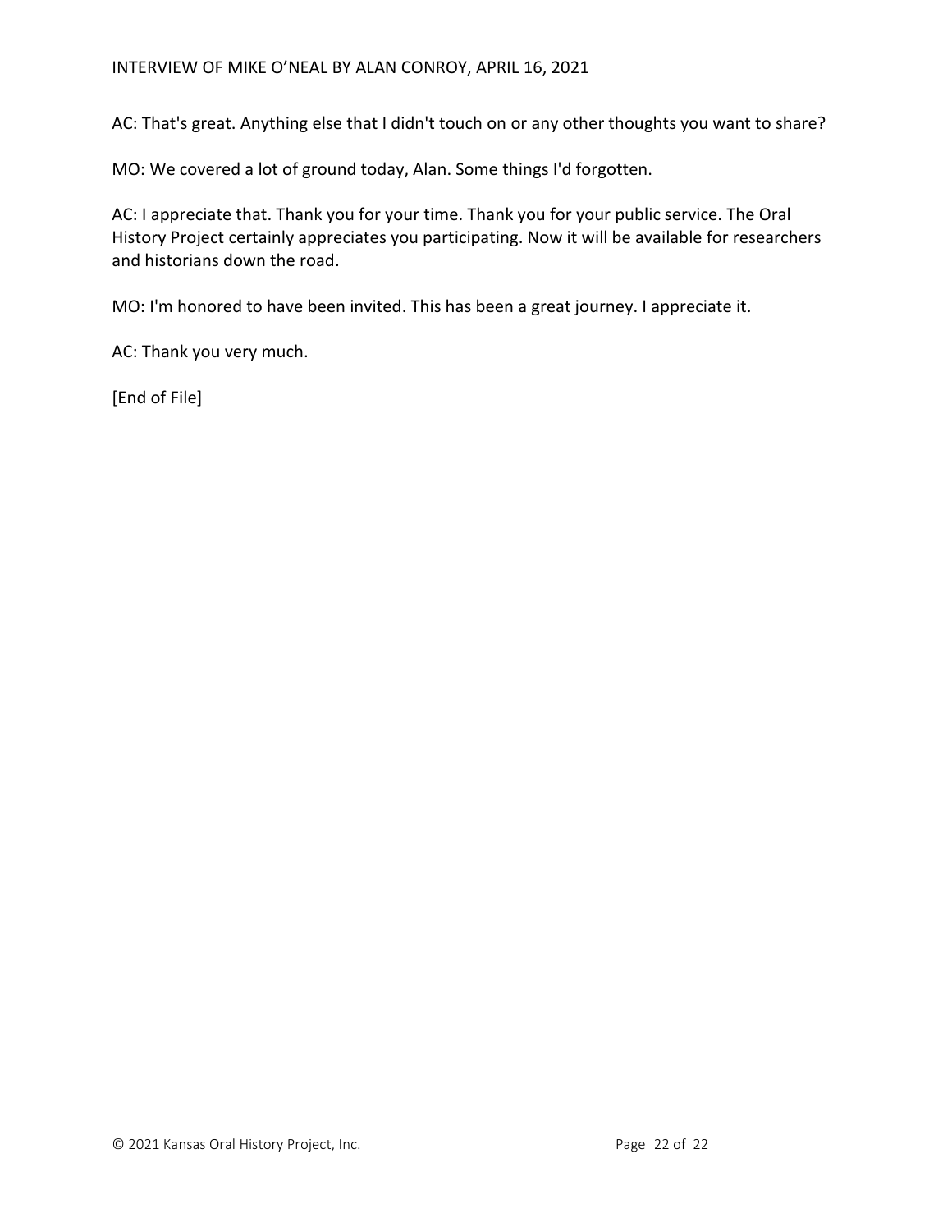AC: That's great. Anything else that I didn't touch on or any other thoughts you want to share?

MO: We covered a lot of ground today, Alan. Some things I'd forgotten.

AC: I appreciate that. Thank you for your time. Thank you for your public service. The Oral History Project certainly appreciates you participating. Now it will be available for researchers and historians down the road.

MO: I'm honored to have been invited. This has been a great journey. I appreciate it.

AC: Thank you very much.

[End of File]